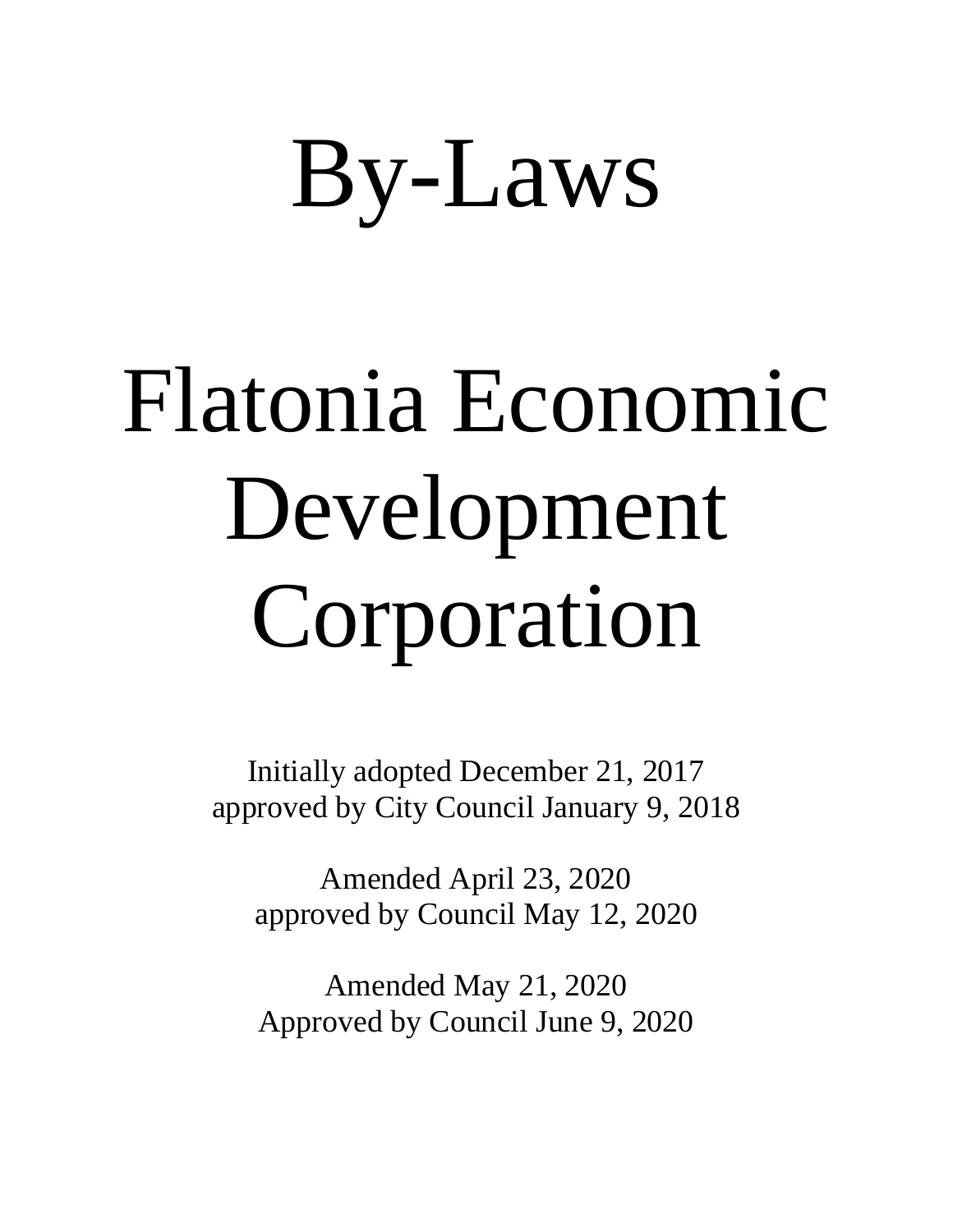# By-Laws

# Flatonia Economic Development Corporation

Initially adopted December 21, 2017
approved by City Council January 9, 2018

Amended April 23, 2020
approved by Council May 12, 2020

Amended May 21, 2020
Approved by Council June 9, 2020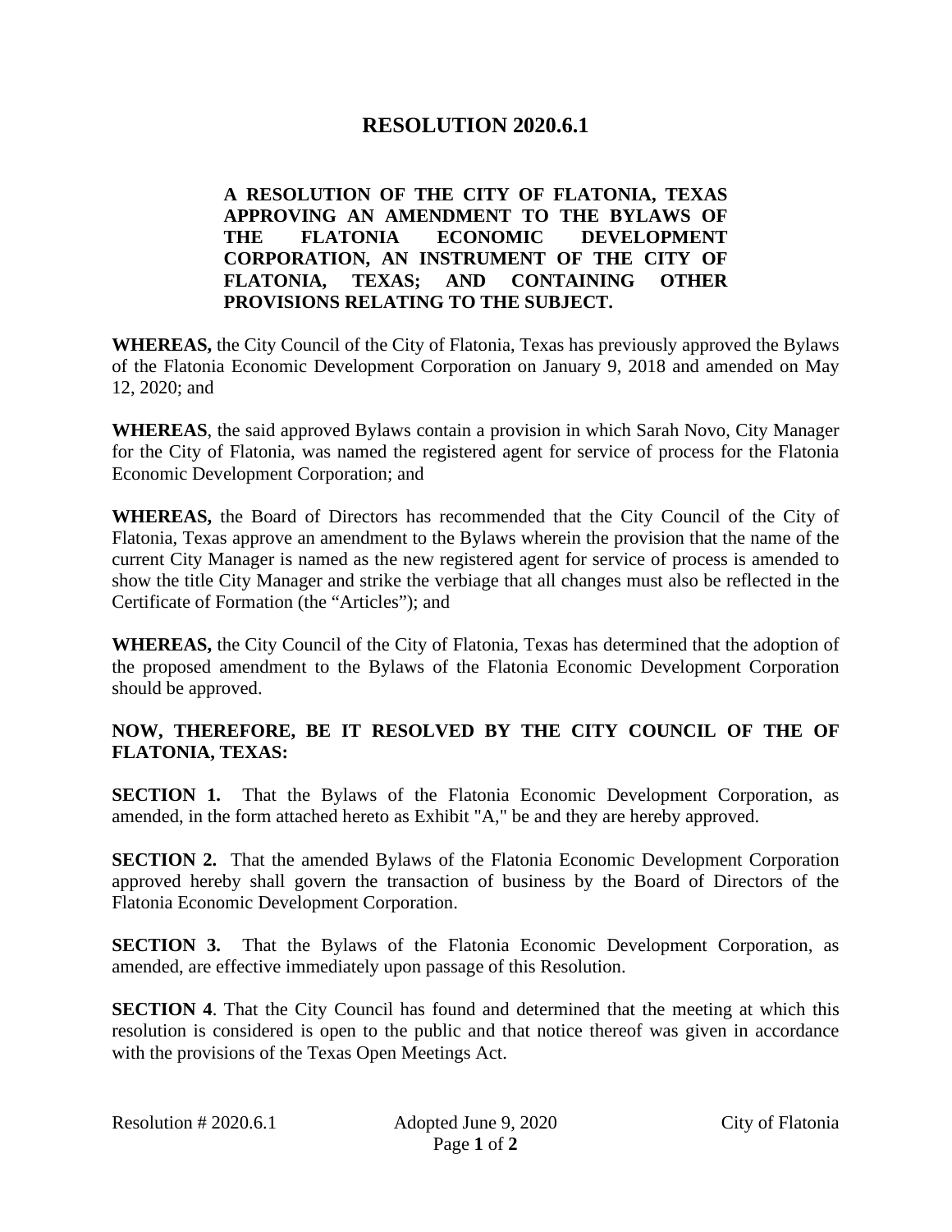# RESOLUTION 2020.6.1

**A RESOLUTION OF THE CITY OF FLATONIA, TEXAS APPROVING AN AMENDMENT TO THE BYLAWS OF THE FLATONIA ECONOMIC DEVELOPMENT CORPORATION, AN INSTRUMENT OF THE CITY OF FLATONIA, TEXAS; AND CONTAINING OTHER PROVISIONS RELATING TO THE SUBJECT.**

**WHEREAS,** the City Council of the City of Flatonia, Texas has previously approved the Bylaws of the Flatonia Economic Development Corporation on January 9, 2018 and amended on May 12, 2020; and

**WHEREAS**, the said approved Bylaws contain a provision in which Sarah Novo, City Manager for the City of Flatonia, was named the registered agent for service of process for the Flatonia Economic Development Corporation; and

**WHEREAS,** the Board of Directors has recommended that the City Council of the City of Flatonia, Texas approve an amendment to the Bylaws wherein the provision that the name of the current City Manager is named as the new registered agent for service of process is amended to show the title City Manager and strike the verbiage that all changes must also be reflected in the Certificate of Formation (the "Articles"); and

**WHEREAS,** the City Council of the City of Flatonia, Texas has determined that the adoption of the proposed amendment to the Bylaws of the Flatonia Economic Development Corporation should be approved.

**NOW, THEREFORE, BE IT RESOLVED BY THE CITY COUNCIL OF THE OF FLATONIA, TEXAS:**

**SECTION 1.** That the Bylaws of the Flatonia Economic Development Corporation, as amended, in the form attached hereto as Exhibit "A," be and they are hereby approved.

**SECTION 2.** That the amended Bylaws of the Flatonia Economic Development Corporation approved hereby shall govern the transaction of business by the Board of Directors of the Flatonia Economic Development Corporation.

**SECTION 3.** That the Bylaws of the Flatonia Economic Development Corporation, as amended, are effective immediately upon passage of this Resolution.

**SECTION 4**. That the City Council has found and determined that the meeting at which this resolution is considered is open to the public and that notice thereof was given in accordance with the provisions of the Texas Open Meetings Act.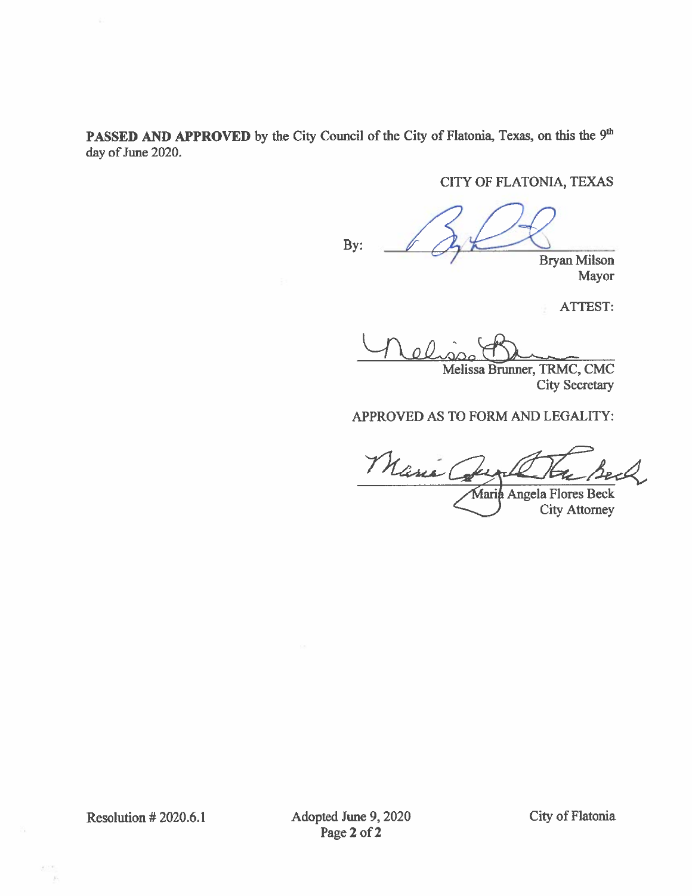**PASSED AND APPROVED** by the City Council of the City of Flatonia, Texas, on this the 9th day of June 2020.

CITY OF FLATONIA, TEXAS

By: ______________________
Bryan Milson
Mayor

ATTEST:

______________________
Melissa Brunner, TRMC, CMC
City Secretary

APPROVED AS TO FORM AND LEGALITY:

______________________
Maria Angela Flores Beck
City Attorney

Resolution # 2020.6.1 Adopted June 9, 2020 City of Flatonia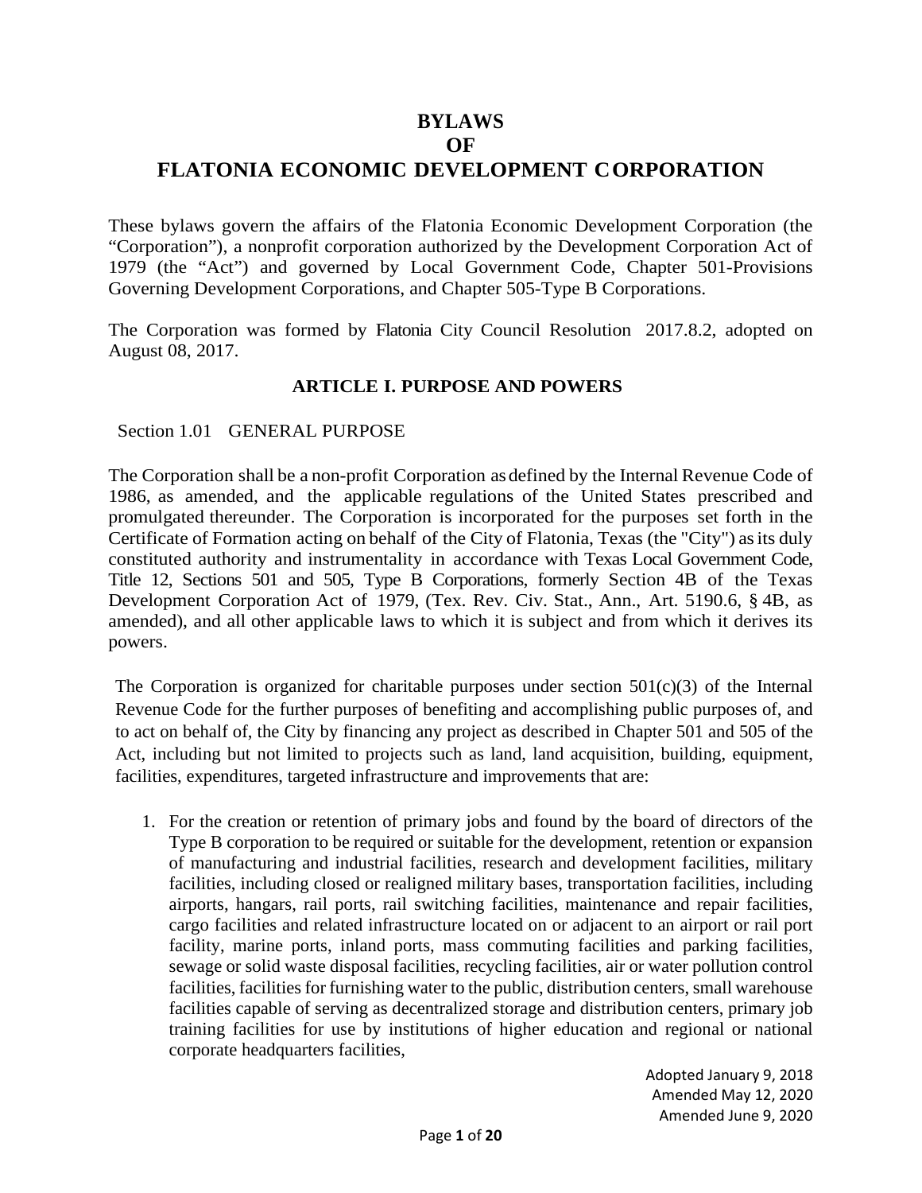# BYLAWS
# OF
# FLATONIA ECONOMIC DEVELOPMENT CORPORATION

These bylaws govern the affairs of the Flatonia Economic Development Corporation (the "Corporation"), a nonprofit corporation authorized by the Development Corporation Act of 1979 (the "Act") and governed by Local Government Code, Chapter 501-Provisions Governing Development Corporations, and Chapter 505-Type B Corporations.

The Corporation was formed by Flatonia City Council Resolution 2017.8.2, adopted on August 08, 2017.

## ARTICLE I. PURPOSE AND POWERS

Section 1.01 GENERAL PURPOSE

The Corporation shall be a non-profit Corporation as defined by the Internal Revenue Code of 1986, as amended, and the applicable regulations of the United States prescribed and promulgated thereunder. The Corporation is incorporated for the purposes set forth in the Certificate of Formation acting on behalf of the City of Flatonia, Texas (the "City") as its duly constituted authority and instrumentality in accordance with Texas Local Government Code, Title 12, Sections 501 and 505, Type B Corporations, formerly Section 4B of the Texas Development Corporation Act of 1979, (Tex. Rev. Civ. Stat., Ann., Art. 5190.6, § 4B, as amended), and all other applicable laws to which it is subject and from which it derives its powers.

The Corporation is organized for charitable purposes under section 501(c)(3) of the Internal Revenue Code for the further purposes of benefiting and accomplishing public purposes of, and to act on behalf of, the City by financing any project as described in Chapter 501 and 505 of the Act, including but not limited to projects such as land, land acquisition, building, equipment, facilities, expenditures, targeted infrastructure and improvements that are:

1. For the creation or retention of primary jobs and found by the board of directors of the Type B corporation to be required or suitable for the development, retention or expansion of manufacturing and industrial facilities, research and development facilities, military facilities, including closed or realigned military bases, transportation facilities, including airports, hangars, rail ports, rail switching facilities, maintenance and repair facilities, cargo facilities and related infrastructure located on or adjacent to an airport or rail port facility, marine ports, inland ports, mass commuting facilities and parking facilities, sewage or solid waste disposal facilities, recycling facilities, air or water pollution control facilities, facilities for furnishing water to the public, distribution centers, small warehouse facilities capable of serving as decentralized storage and distribution centers, primary job training facilities for use by institutions of higher education and regional or national corporate headquarters facilities,

Adopted January 9, 2018
Amended May 12, 2020
Amended June 9, 2020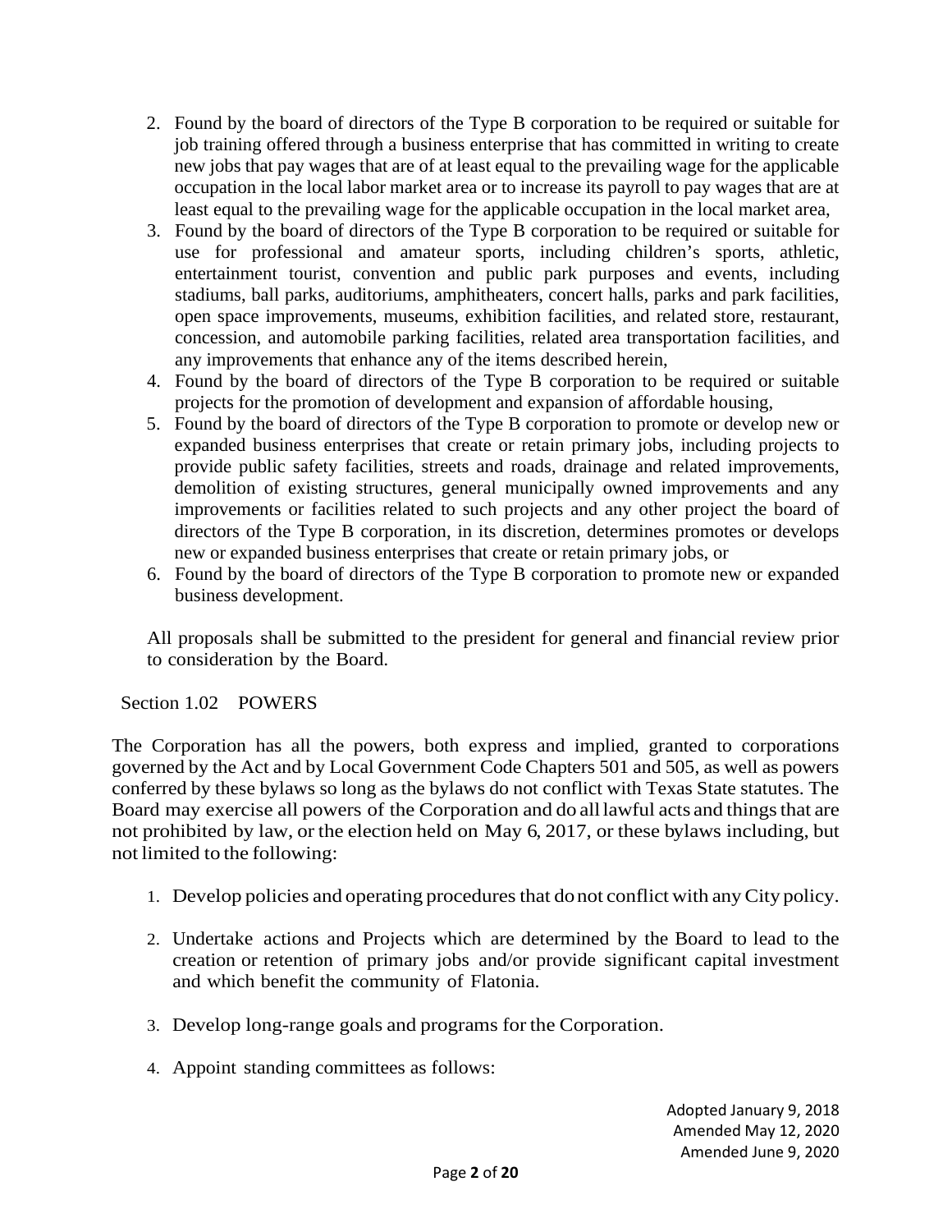2. Found by the board of directors of the Type B corporation to be required or suitable for job training offered through a business enterprise that has committed in writing to create new jobs that pay wages that are of at least equal to the prevailing wage for the applicable occupation in the local labor market area or to increase its payroll to pay wages that are at least equal to the prevailing wage for the applicable occupation in the local market area,
3. Found by the board of directors of the Type B corporation to be required or suitable for use for professional and amateur sports, including children's sports, athletic, entertainment tourist, convention and public park purposes and events, including stadiums, ball parks, auditoriums, amphitheaters, concert halls, parks and park facilities, open space improvements, museums, exhibition facilities, and related store, restaurant, concession, and automobile parking facilities, related area transportation facilities, and any improvements that enhance any of the items described herein,
4. Found by the board of directors of the Type B corporation to be required or suitable projects for the promotion of development and expansion of affordable housing,
5. Found by the board of directors of the Type B corporation to promote or develop new or expanded business enterprises that create or retain primary jobs, including projects to provide public safety facilities, streets and roads, drainage and related improvements, demolition of existing structures, general municipally owned improvements and any improvements or facilities related to such projects and any other project the board of directors of the Type B corporation, in its discretion, determines promotes or develops new or expanded business enterprises that create or retain primary jobs, or
6. Found by the board of directors of the Type B corporation to promote new or expanded business development.

All proposals shall be submitted to the president for general and financial review prior to consideration by the Board.

## Section 1.02 POWERS

The Corporation has all the powers, both express and implied, granted to corporations governed by the Act and by Local Government Code Chapters 501 and 505, as well as powers conferred by these bylaws so long as the bylaws do not conflict with Texas State statutes. The Board may exercise all powers of the Corporation and do all lawful acts and things that are not prohibited by law, or the election held on May 6, 2017, or these bylaws including, but not limited to the following:

1. Develop policies and operating procedures that do not conflict with any City policy.
2. Undertake actions and Projects which are determined by the Board to lead to the creation or retention of primary jobs and/or provide significant capital investment and which benefit the community of Flatonia.
3. Develop long-range goals and programs for the Corporation.
4. Appoint standing committees as follows:

Adopted January 9, 2018
Amended May 12, 2020
Amended June 9, 2020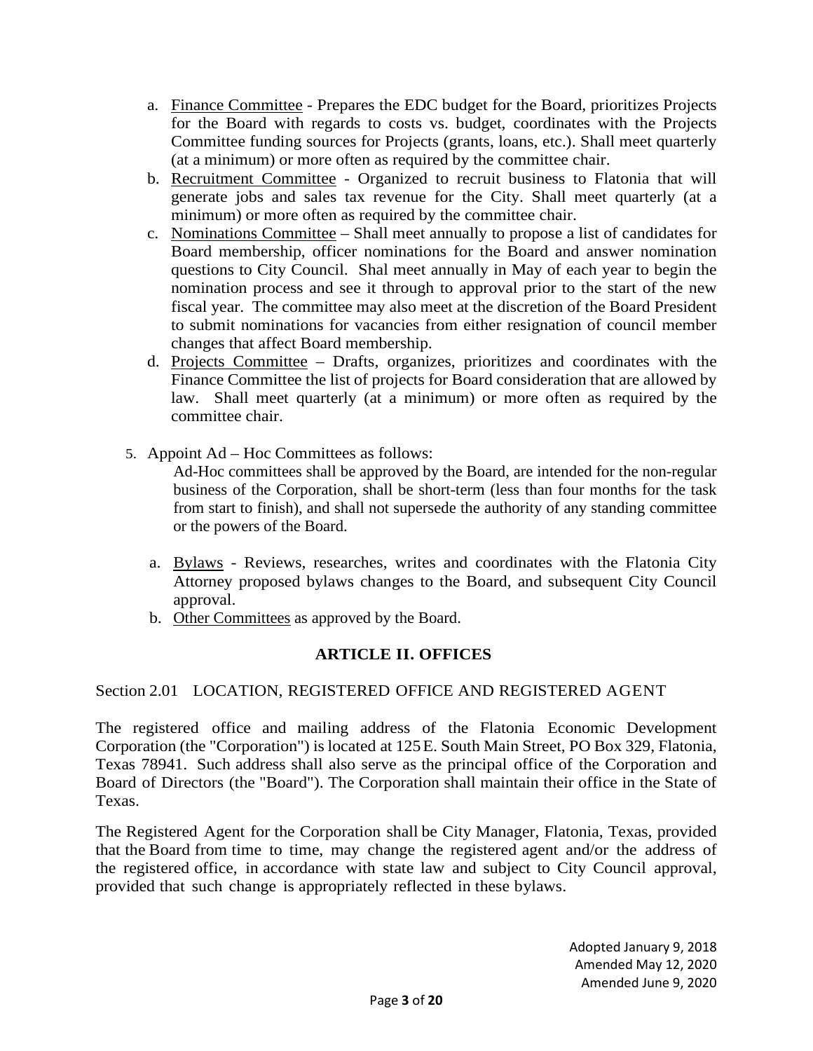a. Finance Committee - Prepares the EDC budget for the Board, prioritizes Projects for the Board with regards to costs vs. budget, coordinates with the Projects Committee funding sources for Projects (grants, loans, etc.). Shall meet quarterly (at a minimum) or more often as required by the committee chair.
b. Recruitment Committee - Organized to recruit business to Flatonia that will generate jobs and sales tax revenue for the City. Shall meet quarterly (at a minimum) or more often as required by the committee chair.
c. Nominations Committee – Shall meet annually to propose a list of candidates for Board membership, officer nominations for the Board and answer nomination questions to City Council. Shal meet annually in May of each year to begin the nomination process and see it through to approval prior to the start of the new fiscal year. The committee may also meet at the discretion of the Board President to submit nominations for vacancies from either resignation of council member changes that affect Board membership.
d. Projects Committee – Drafts, organizes, prioritizes and coordinates with the Finance Committee the list of projects for Board consideration that are allowed by law. Shall meet quarterly (at a minimum) or more often as required by the committee chair.

5. Appoint Ad – Hoc Committees as follows:

Ad-Hoc committees shall be approved by the Board, are intended for the non-regular business of the Corporation, shall be short-term (less than four months for the task from start to finish), and shall not supersede the authority of any standing committee or the powers of the Board.

a. Bylaws - Reviews, researches, writes and coordinates with the Flatonia City Attorney proposed bylaws changes to the Board, and subsequent City Council approval.
b. Other Committees as approved by the Board.

## ARTICLE II. OFFICES

Section 2.01 LOCATION, REGISTERED OFFICE AND REGISTERED AGENT

The registered office and mailing address of the Flatonia Economic Development Corporation (the "Corporation") is located at 125 E. South Main Street, PO Box 329, Flatonia, Texas 78941. Such address shall also serve as the principal office of the Corporation and Board of Directors (the "Board"). The Corporation shall maintain their office in the State of Texas.

The Registered Agent for the Corporation shall be City Manager, Flatonia, Texas, provided that the Board from time to time, may change the registered agent and/or the address of the registered office, in accordance with state law and subject to City Council approval, provided that such change is appropriately reflected in these bylaws.

Adopted January 9, 2018
Amended May 12, 2020
Amended June 9, 2020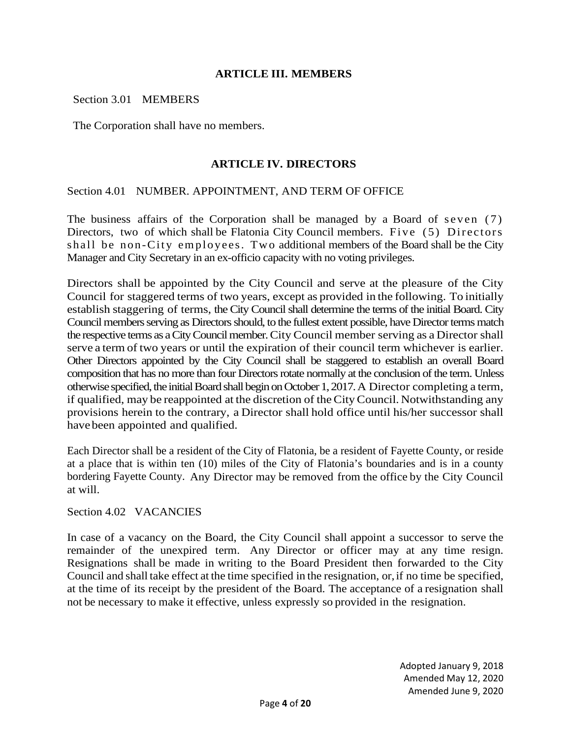## ARTICLE III. MEMBERS

Section 3.01 MEMBERS

The Corporation shall have no members.

## ARTICLE IV. DIRECTORS

Section 4.01 NUMBER. APPOINTMENT, AND TERM OF OFFICE

The business affairs of the Corporation shall be managed by a Board of seven (7) Directors, two of which shall be Flatonia City Council members. Five (5) Directors shall be non-City employees. Two additional members of the Board shall be the City Manager and City Secretary in an ex-officio capacity with no voting privileges.

Directors shall be appointed by the City Council and serve at the pleasure of the City Council for staggered terms of two years, except as provided in the following. To initially establish staggering of terms, the City Council shall determine the terms of the initial Board. City Council members serving as Directors should, to the fullest extent possible, have Director terms match the respective terms as a City Council member. City Council member serving as a Director shall serve a term of two years or until the expiration of their council term whichever is earlier. Other Directors appointed by the City Council shall be staggered to establish an overall Board composition that has no more than four Directors rotate normally at the conclusion of the term. Unless otherwise specified, the initial Board shall begin on October 1, 2017. A Director completing a term, if qualified, may be reappointed at the discretion of the City Council. Notwithstanding any provisions herein to the contrary, a Director shall hold office until his/her successor shall have been appointed and qualified.

Each Director shall be a resident of the City of Flatonia, be a resident of Fayette County, or reside at a place that is within ten (10) miles of the City of Flatonia's boundaries and is in a county bordering Fayette County. Any Director may be removed from the office by the City Council at will.

Section 4.02 VACANCIES

In case of a vacancy on the Board, the City Council shall appoint a successor to serve the remainder of the unexpired term. Any Director or officer may at any time resign. Resignations shall be made in writing to the Board President then forwarded to the City Council and shall take effect at the time specified in the resignation, or, if no time be specified, at the time of its receipt by the president of the Board. The acceptance of a resignation shall not be necessary to make it effective, unless expressly so provided in the resignation.

Adopted January 9, 2018
Amended May 12, 2020
Amended June 9, 2020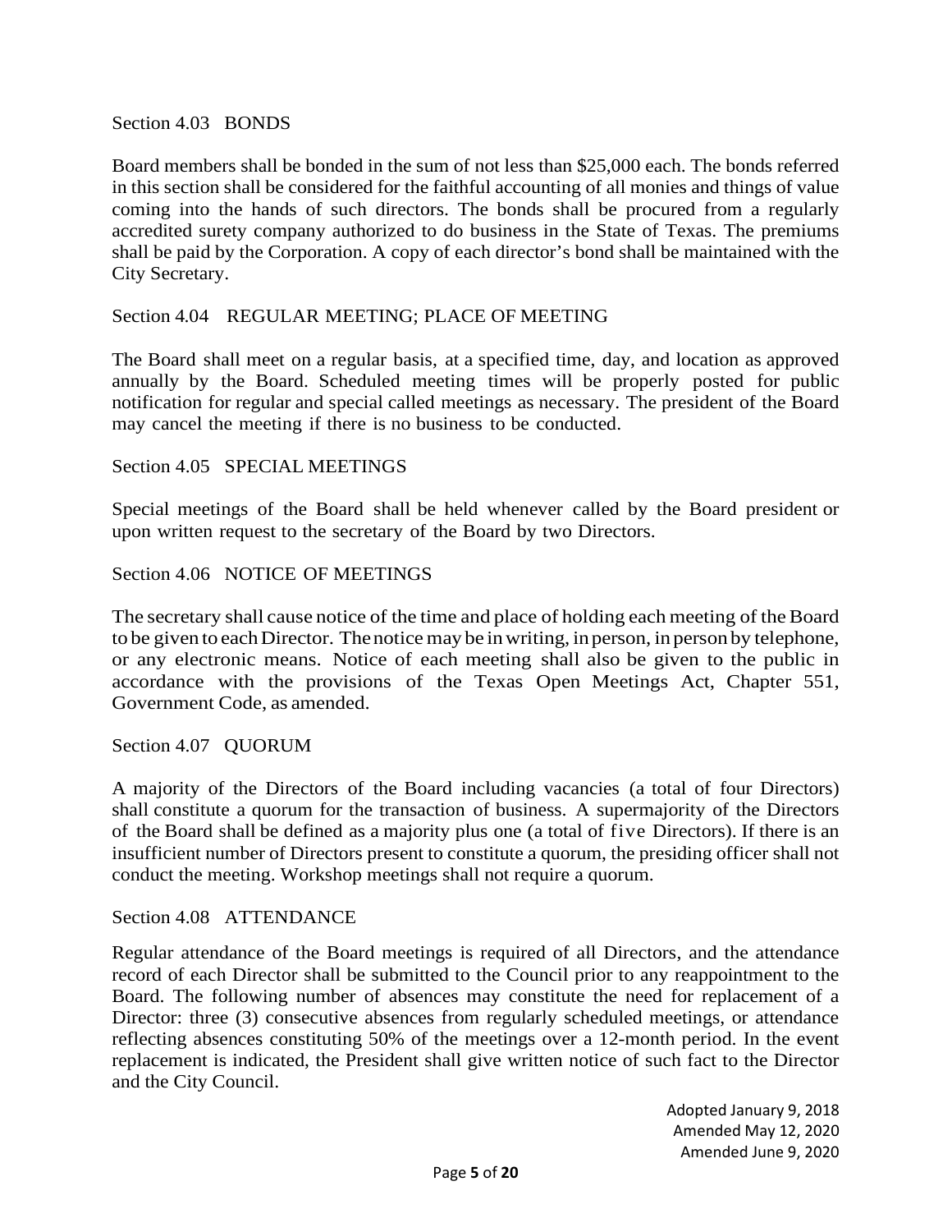### Section 4.03 BONDS

Board members shall be bonded in the sum of not less than $25,000 each. The bonds referred in this section shall be considered for the faithful accounting of all monies and things of value coming into the hands of such directors. The bonds shall be procured from a regularly accredited surety company authorized to do business in the State of Texas. The premiums shall be paid by the Corporation. A copy of each director's bond shall be maintained with the City Secretary.

### Section 4.04 REGULAR MEETING; PLACE OF MEETING

The Board shall meet on a regular basis, at a specified time, day, and location as approved annually by the Board. Scheduled meeting times will be properly posted for public notification for regular and special called meetings as necessary. The president of the Board may cancel the meeting if there is no business to be conducted.

### Section 4.05 SPECIAL MEETINGS

Special meetings of the Board shall be held whenever called by the Board president or upon written request to the secretary of the Board by two Directors.

### Section 4.06 NOTICE OF MEETINGS

The secretary shall cause notice of the time and place of holding each meeting of the Board to be given to each Director. The notice may be in writing, in person, in person by telephone, or any electronic means. Notice of each meeting shall also be given to the public in accordance with the provisions of the Texas Open Meetings Act, Chapter 551, Government Code, as amended.

### Section 4.07 QUORUM

A majority of the Directors of the Board including vacancies (a total of four Directors) shall constitute a quorum for the transaction of business. A supermajority of the Directors of the Board shall be defined as a majority plus one (a total of five Directors). If there is an insufficient number of Directors present to constitute a quorum, the presiding officer shall not conduct the meeting. Workshop meetings shall not require a quorum.

### Section 4.08 ATTENDANCE

Regular attendance of the Board meetings is required of all Directors, and the attendance record of each Director shall be submitted to the Council prior to any reappointment to the Board. The following number of absences may constitute the need for replacement of a Director: three (3) consecutive absences from regularly scheduled meetings, or attendance reflecting absences constituting 50% of the meetings over a 12-month period. In the event replacement is indicated, the President shall give written notice of such fact to the Director and the City Council.

Adopted January 9, 2018
Amended May 12, 2020
Amended June 9, 2020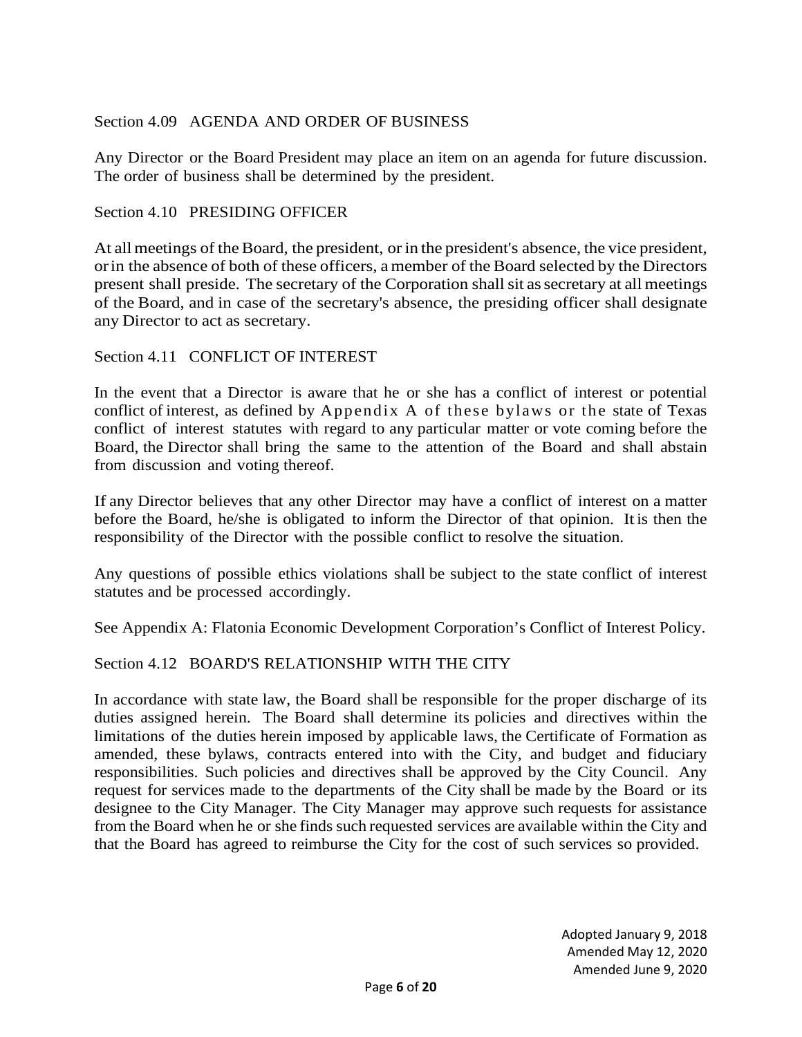## Section 4.09 AGENDA AND ORDER OF BUSINESS

Any Director or the Board President may place an item on an agenda for future discussion. The order of business shall be determined by the president.

## Section 4.10 PRESIDING OFFICER

At all meetings of the Board, the president, or in the president's absence, the vice president, or in the absence of both of these officers, a member of the Board selected by the Directors present shall preside. The secretary of the Corporation shall sit as secretary at all meetings of the Board, and in case of the secretary's absence, the presiding officer shall designate any Director to act as secretary.

## Section 4.11 CONFLICT OF INTEREST

In the event that a Director is aware that he or she has a conflict of interest or potential conflict of interest, as defined by Appendix A of these bylaws or the state of Texas conflict of interest statutes with regard to any particular matter or vote coming before the Board, the Director shall bring the same to the attention of the Board and shall abstain from discussion and voting thereof.

If any Director believes that any other Director may have a conflict of interest on a matter before the Board, he/she is obligated to inform the Director of that opinion. It is then the responsibility of the Director with the possible conflict to resolve the situation.

Any questions of possible ethics violations shall be subject to the state conflict of interest statutes and be processed accordingly.

See Appendix A: Flatonia Economic Development Corporation's Conflict of Interest Policy.

## Section 4.12 BOARD'S RELATIONSHIP WITH THE CITY

In accordance with state law, the Board shall be responsible for the proper discharge of its duties assigned herein. The Board shall determine its policies and directives within the limitations of the duties herein imposed by applicable laws, the Certificate of Formation as amended, these bylaws, contracts entered into with the City, and budget and fiduciary responsibilities. Such policies and directives shall be approved by the City Council. Any request for services made to the departments of the City shall be made by the Board or its designee to the City Manager. The City Manager may approve such requests for assistance from the Board when he or she finds such requested services are available within the City and that the Board has agreed to reimburse the City for the cost of such services so provided.

Adopted January 9, 2018
Amended May 12, 2020
Amended June 9, 2020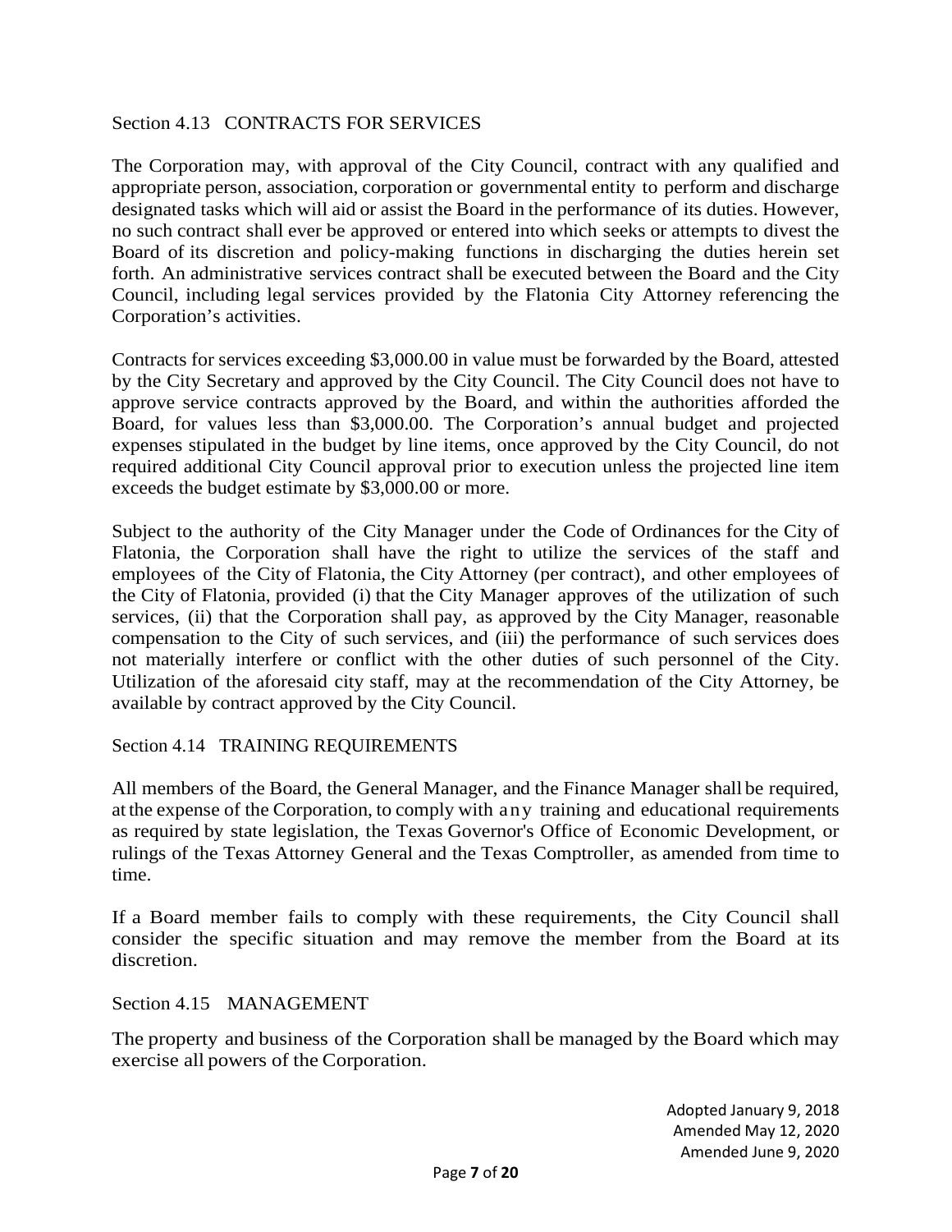## Section 4.13 CONTRACTS FOR SERVICES

The Corporation may, with approval of the City Council, contract with any qualified and appropriate person, association, corporation or governmental entity to perform and discharge designated tasks which will aid or assist the Board in the performance of its duties. However, no such contract shall ever be approved or entered into which seeks or attempts to divest the Board of its discretion and policy-making functions in discharging the duties herein set forth. An administrative services contract shall be executed between the Board and the City Council, including legal services provided by the Flatonia City Attorney referencing the Corporation's activities.

Contracts for services exceeding $3,000.00 in value must be forwarded by the Board, attested by the City Secretary and approved by the City Council. The City Council does not have to approve service contracts approved by the Board, and within the authorities afforded the Board, for values less than $3,000.00. The Corporation's annual budget and projected expenses stipulated in the budget by line items, once approved by the City Council, do not required additional City Council approval prior to execution unless the projected line item exceeds the budget estimate by $3,000.00 or more.

Subject to the authority of the City Manager under the Code of Ordinances for the City of Flatonia, the Corporation shall have the right to utilize the services of the staff and employees of the City of Flatonia, the City Attorney (per contract), and other employees of the City of Flatonia, provided (i) that the City Manager approves of the utilization of such services, (ii) that the Corporation shall pay, as approved by the City Manager, reasonable compensation to the City of such services, and (iii) the performance of such services does not materially interfere or conflict with the other duties of such personnel of the City. Utilization of the aforesaid city staff, may at the recommendation of the City Attorney, be available by contract approved by the City Council.

## Section 4.14 TRAINING REQUIREMENTS

All members of the Board, the General Manager, and the Finance Manager shall be required, at the expense of the Corporation, to comply with any training and educational requirements as required by state legislation, the Texas Governor's Office of Economic Development, or rulings of the Texas Attorney General and the Texas Comptroller, as amended from time to time.

If a Board member fails to comply with these requirements, the City Council shall consider the specific situation and may remove the member from the Board at its discretion.

## Section 4.15 MANAGEMENT

The property and business of the Corporation shall be managed by the Board which may exercise all powers of the Corporation.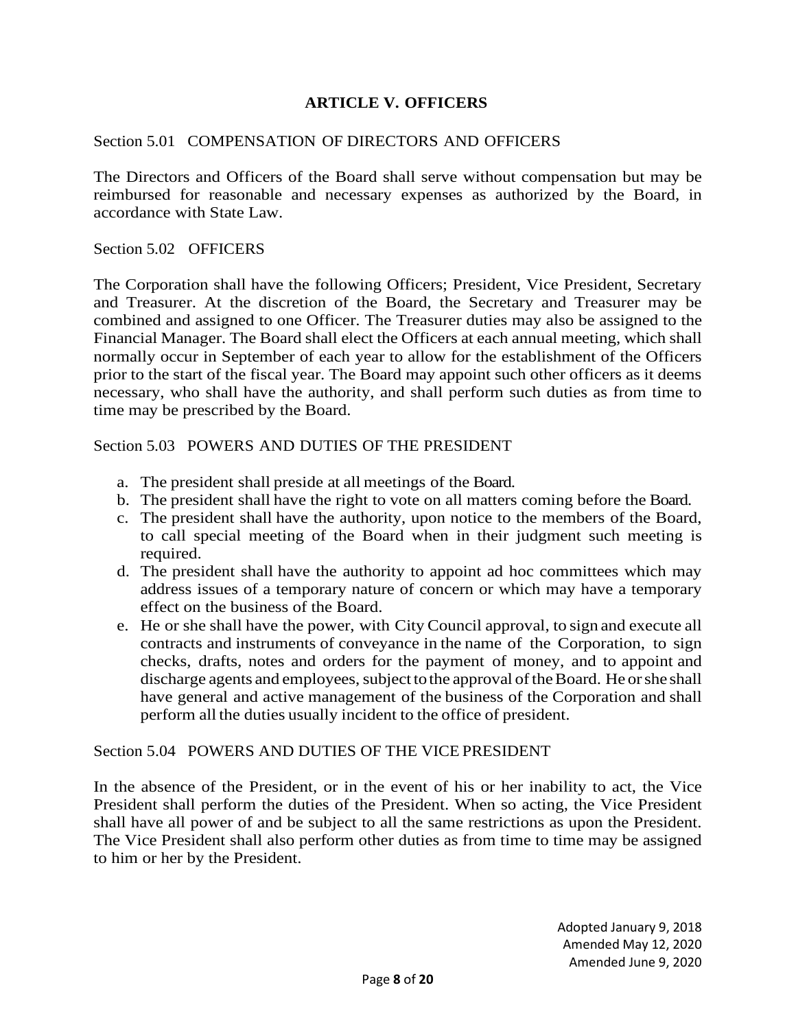## ARTICLE V. OFFICERS

Section 5.01 COMPENSATION OF DIRECTORS AND OFFICERS

The Directors and Officers of the Board shall serve without compensation but may be reimbursed for reasonable and necessary expenses as authorized by the Board, in accordance with State Law.

Section 5.02 OFFICERS

The Corporation shall have the following Officers; President, Vice President, Secretary and Treasurer. At the discretion of the Board, the Secretary and Treasurer may be combined and assigned to one Officer. The Treasurer duties may also be assigned to the Financial Manager. The Board shall elect the Officers at each annual meeting, which shall normally occur in September of each year to allow for the establishment of the Officers prior to the start of the fiscal year. The Board may appoint such other officers as it deems necessary, who shall have the authority, and shall perform such duties as from time to time may be prescribed by the Board.

Section 5.03 POWERS AND DUTIES OF THE PRESIDENT

a. The president shall preside at all meetings of the Board.
b. The president shall have the right to vote on all matters coming before the Board.
c. The president shall have the authority, upon notice to the members of the Board, to call special meeting of the Board when in their judgment such meeting is required.
d. The president shall have the authority to appoint ad hoc committees which may address issues of a temporary nature of concern or which may have a temporary effect on the business of the Board.
e. He or she shall have the power, with City Council approval, to sign and execute all contracts and instruments of conveyance in the name of the Corporation, to sign checks, drafts, notes and orders for the payment of money, and to appoint and discharge agents and employees, subject to the approval of the Board. He or she shall have general and active management of the business of the Corporation and shall perform all the duties usually incident to the office of president.

Section 5.04 POWERS AND DUTIES OF THE VICE PRESIDENT

In the absence of the President, or in the event of his or her inability to act, the Vice President shall perform the duties of the President. When so acting, the Vice President shall have all power of and be subject to all the same restrictions as upon the President. The Vice President shall also perform other duties as from time to time may be assigned to him or her by the President.

Adopted January 9, 2018
Amended May 12, 2020
Amended June 9, 2020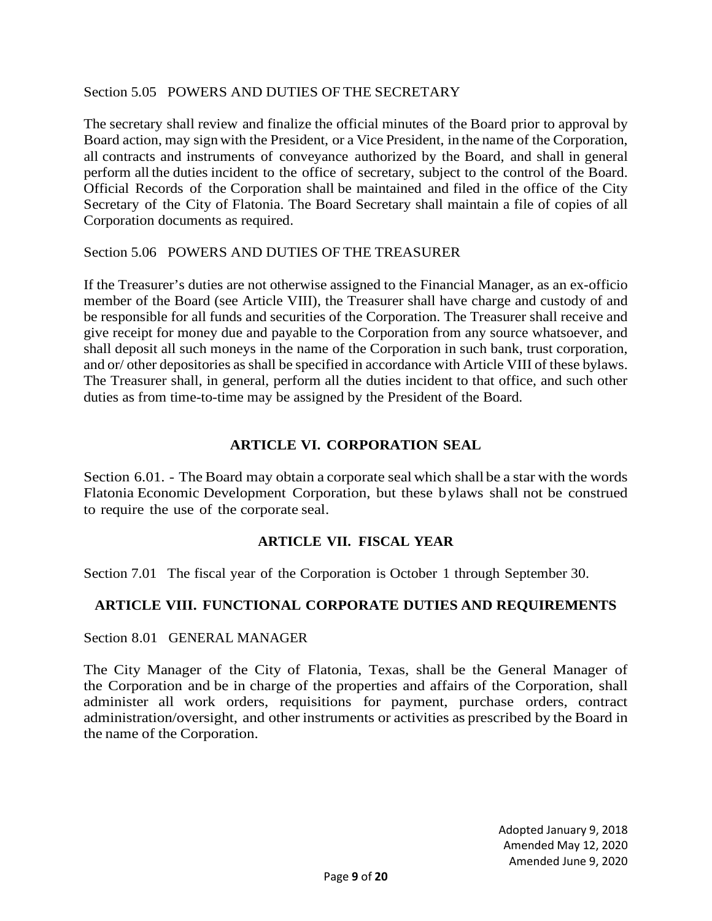Section 5.05 POWERS AND DUTIES OF THE SECRETARY

The secretary shall review and finalize the official minutes of the Board prior to approval by Board action, may sign with the President, or a Vice President, in the name of the Corporation, all contracts and instruments of conveyance authorized by the Board, and shall in general perform all the duties incident to the office of secretary, subject to the control of the Board. Official Records of the Corporation shall be maintained and filed in the office of the City Secretary of the City of Flatonia. The Board Secretary shall maintain a file of copies of all Corporation documents as required.

Section 5.06 POWERS AND DUTIES OF THE TREASURER

If the Treasurer's duties are not otherwise assigned to the Financial Manager, as an ex-officio member of the Board (see Article VIII), the Treasurer shall have charge and custody of and be responsible for all funds and securities of the Corporation. The Treasurer shall receive and give receipt for money due and payable to the Corporation from any source whatsoever, and shall deposit all such moneys in the name of the Corporation in such bank, trust corporation, and or/ other depositories as shall be specified in accordance with Article VIII of these bylaws. The Treasurer shall, in general, perform all the duties incident to that office, and such other duties as from time-to-time may be assigned by the President of the Board.

## ARTICLE VI. CORPORATION SEAL

Section 6.01. - The Board may obtain a corporate seal which shall be a star with the words Flatonia Economic Development Corporation, but these bylaws shall not be construed to require the use of the corporate seal.

## ARTICLE VII. FISCAL YEAR

Section 7.01 The fiscal year of the Corporation is October 1 through September 30.

## ARTICLE VIII. FUNCTIONAL CORPORATE DUTIES AND REQUIREMENTS

Section 8.01 GENERAL MANAGER

The City Manager of the City of Flatonia, Texas, shall be the General Manager of the Corporation and be in charge of the properties and affairs of the Corporation, shall administer all work orders, requisitions for payment, purchase orders, contract administration/oversight, and other instruments or activities as prescribed by the Board in the name of the Corporation.

Adopted January 9, 2018
Amended May 12, 2020
Amended June 9, 2020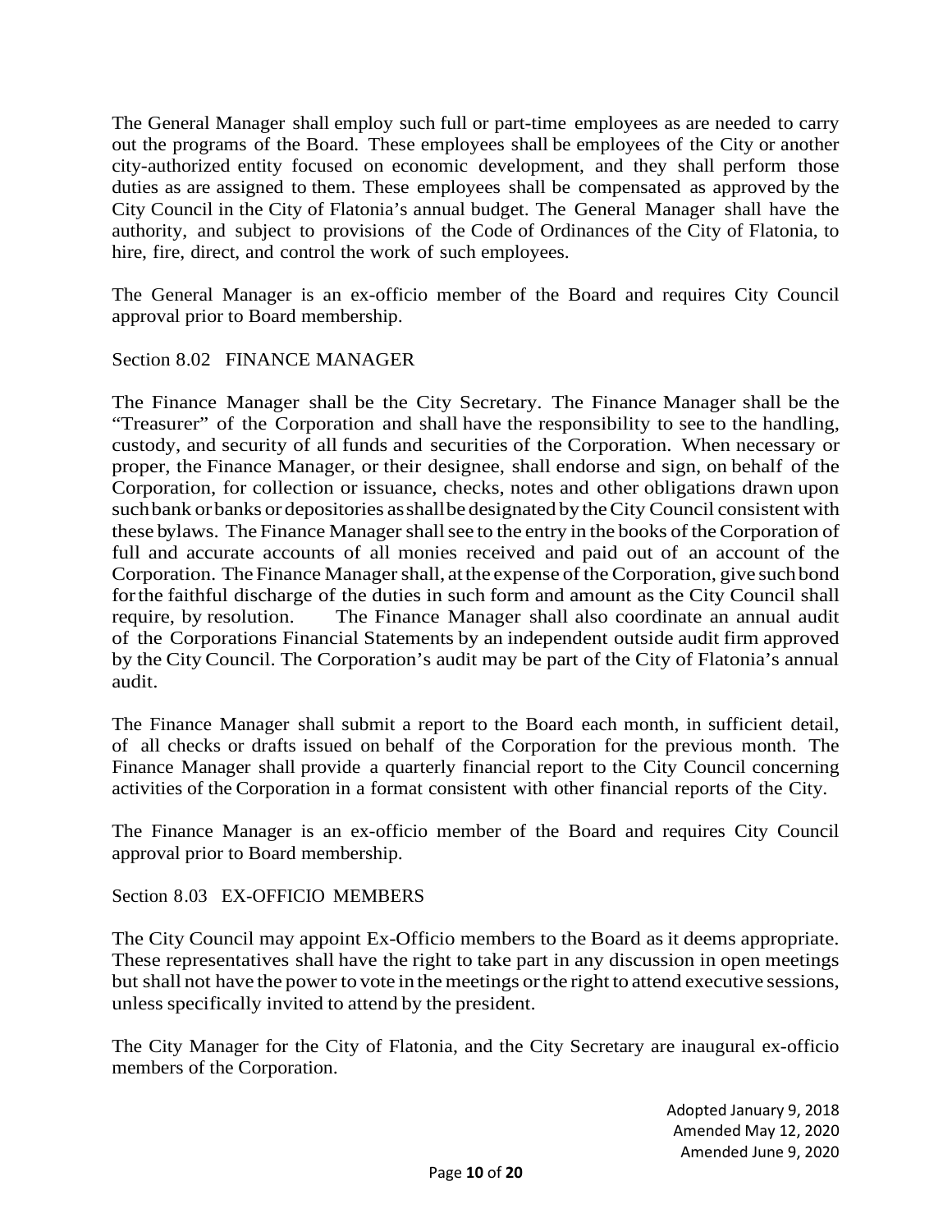The General Manager shall employ such full or part-time employees as are needed to carry out the programs of the Board. These employees shall be employees of the City or another city-authorized entity focused on economic development, and they shall perform those duties as are assigned to them. These employees shall be compensated as approved by the City Council in the City of Flatonia's annual budget. The General Manager shall have the authority, and subject to provisions of the Code of Ordinances of the City of Flatonia, to hire, fire, direct, and control the work of such employees.

The General Manager is an ex-officio member of the Board and requires City Council approval prior to Board membership.

Section 8.02 FINANCE MANAGER

The Finance Manager shall be the City Secretary. The Finance Manager shall be the "Treasurer" of the Corporation and shall have the responsibility to see to the handling, custody, and security of all funds and securities of the Corporation. When necessary or proper, the Finance Manager, or their designee, shall endorse and sign, on behalf of the Corporation, for collection or issuance, checks, notes and other obligations drawn upon such bank or banks or depositories as shall be designated by the City Council consistent with these bylaws. The Finance Manager shall see to the entry in the books of the Corporation of full and accurate accounts of all monies received and paid out of an account of the Corporation. The Finance Manager shall, at the expense of the Corporation, give such bond for the faithful discharge of the duties in such form and amount as the City Council shall require, by resolution. The Finance Manager shall also coordinate an annual audit of the Corporations Financial Statements by an independent outside audit firm approved by the City Council. The Corporation's audit may be part of the City of Flatonia's annual audit.

The Finance Manager shall submit a report to the Board each month, in sufficient detail, of all checks or drafts issued on behalf of the Corporation for the previous month. The Finance Manager shall provide a quarterly financial report to the City Council concerning activities of the Corporation in a format consistent with other financial reports of the City.

The Finance Manager is an ex-officio member of the Board and requires City Council approval prior to Board membership.

Section 8.03 EX-OFFICIO MEMBERS

The City Council may appoint Ex-Officio members to the Board as it deems appropriate. These representatives shall have the right to take part in any discussion in open meetings but shall not have the power to vote in the meetings or the right to attend executive sessions, unless specifically invited to attend by the president.

The City Manager for the City of Flatonia, and the City Secretary are inaugural ex-officio members of the Corporation.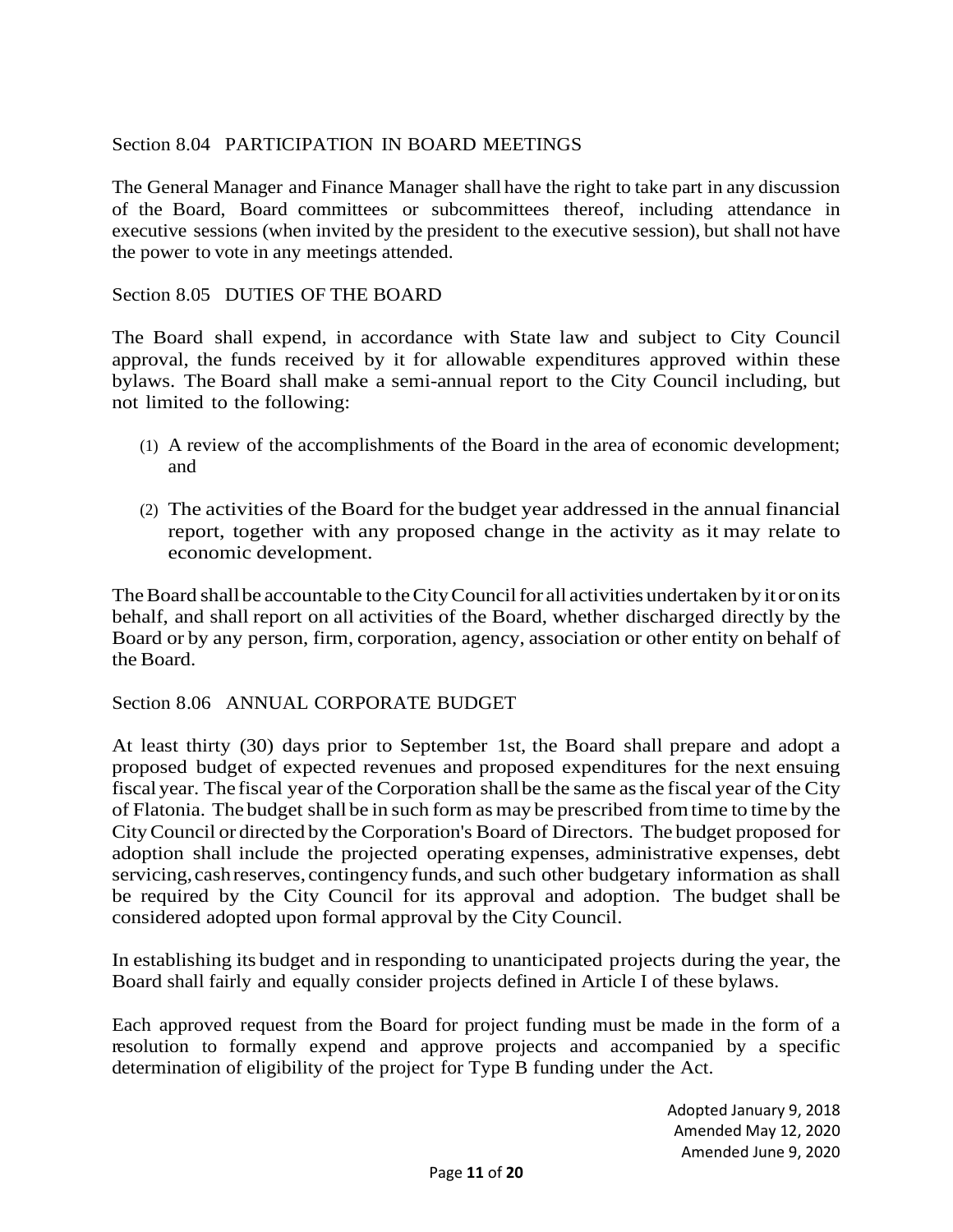Section 8.04 PARTICIPATION IN BOARD MEETINGS

The General Manager and Finance Manager shall have the right to take part in any discussion of the Board, Board committees or subcommittees thereof, including attendance in executive sessions (when invited by the president to the executive session), but shall not have the power to vote in any meetings attended.

Section 8.05 DUTIES OF THE BOARD

The Board shall expend, in accordance with State law and subject to City Council approval, the funds received by it for allowable expenditures approved within these bylaws. The Board shall make a semi-annual report to the City Council including, but not limited to the following:

(1) A review of the accomplishments of the Board in the area of economic development; and

(2) The activities of the Board for the budget year addressed in the annual financial report, together with any proposed change in the activity as it may relate to economic development.

The Board shall be accountable to the City Council for all activities undertaken by it or on its behalf, and shall report on all activities of the Board, whether discharged directly by the Board or by any person, firm, corporation, agency, association or other entity on behalf of the Board.

Section 8.06 ANNUAL CORPORATE BUDGET

At least thirty (30) days prior to September 1st, the Board shall prepare and adopt a proposed budget of expected revenues and proposed expenditures for the next ensuing fiscal year. The fiscal year of the Corporation shall be the same as the fiscal year of the City of Flatonia. The budget shall be in such form as may be prescribed from time to time by the City Council or directed by the Corporation's Board of Directors. The budget proposed for adoption shall include the projected operating expenses, administrative expenses, debt servicing, cash reserves, contingency funds, and such other budgetary information as shall be required by the City Council for its approval and adoption. The budget shall be considered adopted upon formal approval by the City Council.

In establishing its budget and in responding to unanticipated projects during the year, the Board shall fairly and equally consider projects defined in Article I of these bylaws.

Each approved request from the Board for project funding must be made in the form of a resolution to formally expend and approve projects and accompanied by a specific determination of eligibility of the project for Type B funding under the Act.

Adopted January 9, 2018
Amended May 12, 2020
Amended June 9, 2020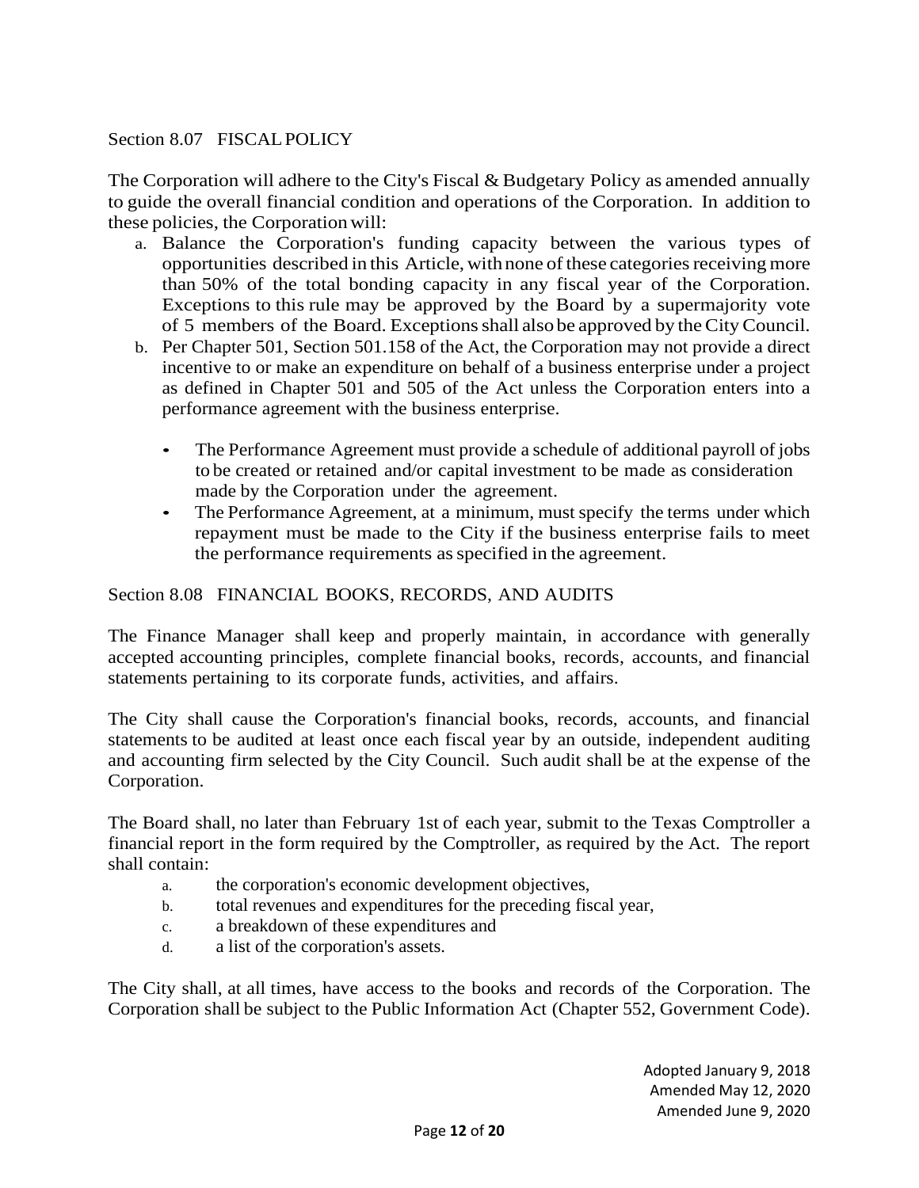## Section 8.07 FISCAL POLICY

The Corporation will adhere to the City's Fiscal & Budgetary Policy as amended annually to guide the overall financial condition and operations of the Corporation. In addition to these policies, the Corporation will:

a. Balance the Corporation's funding capacity between the various types of opportunities described in this Article, with none of these categories receiving more than 50% of the total bonding capacity in any fiscal year of the Corporation. Exceptions to this rule may be approved by the Board by a supermajority vote of 5 members of the Board. Exceptions shall also be approved by the City Council.
b. Per Chapter 501, Section 501.158 of the Act, the Corporation may not provide a direct incentive to or make an expenditure on behalf of a business enterprise under a project as defined in Chapter 501 and 505 of the Act unless the Corporation enters into a performance agreement with the business enterprise.
    - The Performance Agreement must provide a schedule of additional payroll of jobs to be created or retained and/or capital investment to be made as consideration made by the Corporation under the agreement.
    - The Performance Agreement, at a minimum, must specify the terms under which repayment must be made to the City if the business enterprise fails to meet the performance requirements as specified in the agreement.

## Section 8.08 FINANCIAL BOOKS, RECORDS, AND AUDITS

The Finance Manager shall keep and properly maintain, in accordance with generally accepted accounting principles, complete financial books, records, accounts, and financial statements pertaining to its corporate funds, activities, and affairs.

The City shall cause the Corporation's financial books, records, accounts, and financial statements to be audited at least once each fiscal year by an outside, independent auditing and accounting firm selected by the City Council. Such audit shall be at the expense of the Corporation.

The Board shall, no later than February 1st of each year, submit to the Texas Comptroller a financial report in the form required by the Comptroller, as required by the Act. The report shall contain:

a. the corporation's economic development objectives,
b. total revenues and expenditures for the preceding fiscal year,
c. a breakdown of these expenditures and
d. a list of the corporation's assets.

The City shall, at all times, have access to the books and records of the Corporation. The Corporation shall be subject to the Public Information Act (Chapter 552, Government Code).

Adopted January 9, 2018
Amended May 12, 2020
Amended June 9, 2020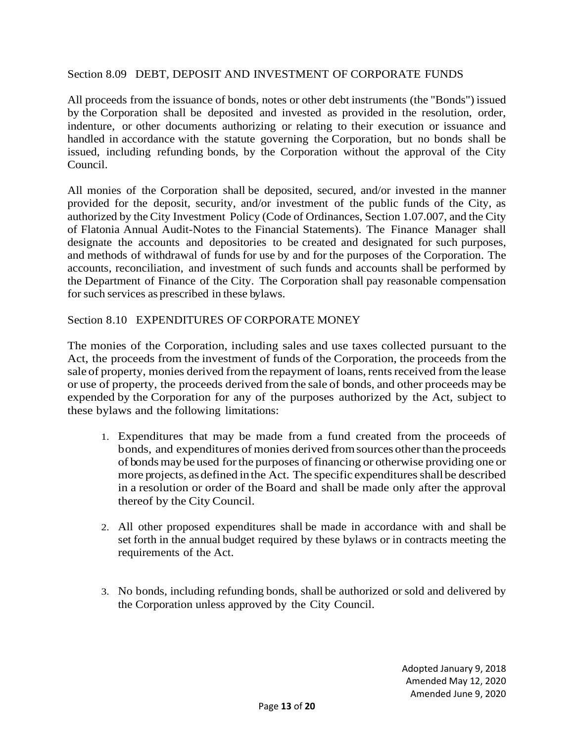## Section 8.09 DEBT, DEPOSIT AND INVESTMENT OF CORPORATE FUNDS

All proceeds from the issuance of bonds, notes or other debt instruments (the "Bonds") issued by the Corporation shall be deposited and invested as provided in the resolution, order, indenture, or other documents authorizing or relating to their execution or issuance and handled in accordance with the statute governing the Corporation, but no bonds shall be issued, including refunding bonds, by the Corporation without the approval of the City Council.

All monies of the Corporation shall be deposited, secured, and/or invested in the manner provided for the deposit, security, and/or investment of the public funds of the City, as authorized by the City Investment Policy (Code of Ordinances, Section 1.07.007, and the City of Flatonia Annual Audit-Notes to the Financial Statements). The Finance Manager shall designate the accounts and depositories to be created and designated for such purposes, and methods of withdrawal of funds for use by and for the purposes of the Corporation. The accounts, reconciliation, and investment of such funds and accounts shall be performed by the Department of Finance of the City. The Corporation shall pay reasonable compensation for such services as prescribed in these bylaws.

## Section 8.10 EXPENDITURES OF CORPORATE MONEY

The monies of the Corporation, including sales and use taxes collected pursuant to the Act, the proceeds from the investment of funds of the Corporation, the proceeds from the sale of property, monies derived from the repayment of loans, rents received from the lease or use of property, the proceeds derived from the sale of bonds, and other proceeds may be expended by the Corporation for any of the purposes authorized by the Act, subject to these bylaws and the following limitations:

1. Expenditures that may be made from a fund created from the proceeds of bonds, and expenditures of monies derived from sources other than the proceeds of bonds may be used for the purposes of financing or otherwise providing one or more projects, as defined in the Act. The specific expenditures shall be described in a resolution or order of the Board and shall be made only after the approval thereof by the City Council.

2. All other proposed expenditures shall be made in accordance with and shall be set forth in the annual budget required by these bylaws or in contracts meeting the requirements of the Act.

3. No bonds, including refunding bonds, shall be authorized or sold and delivered by the Corporation unless approved by the City Council.

Adopted January 9, 2018
Amended May 12, 2020
Amended June 9, 2020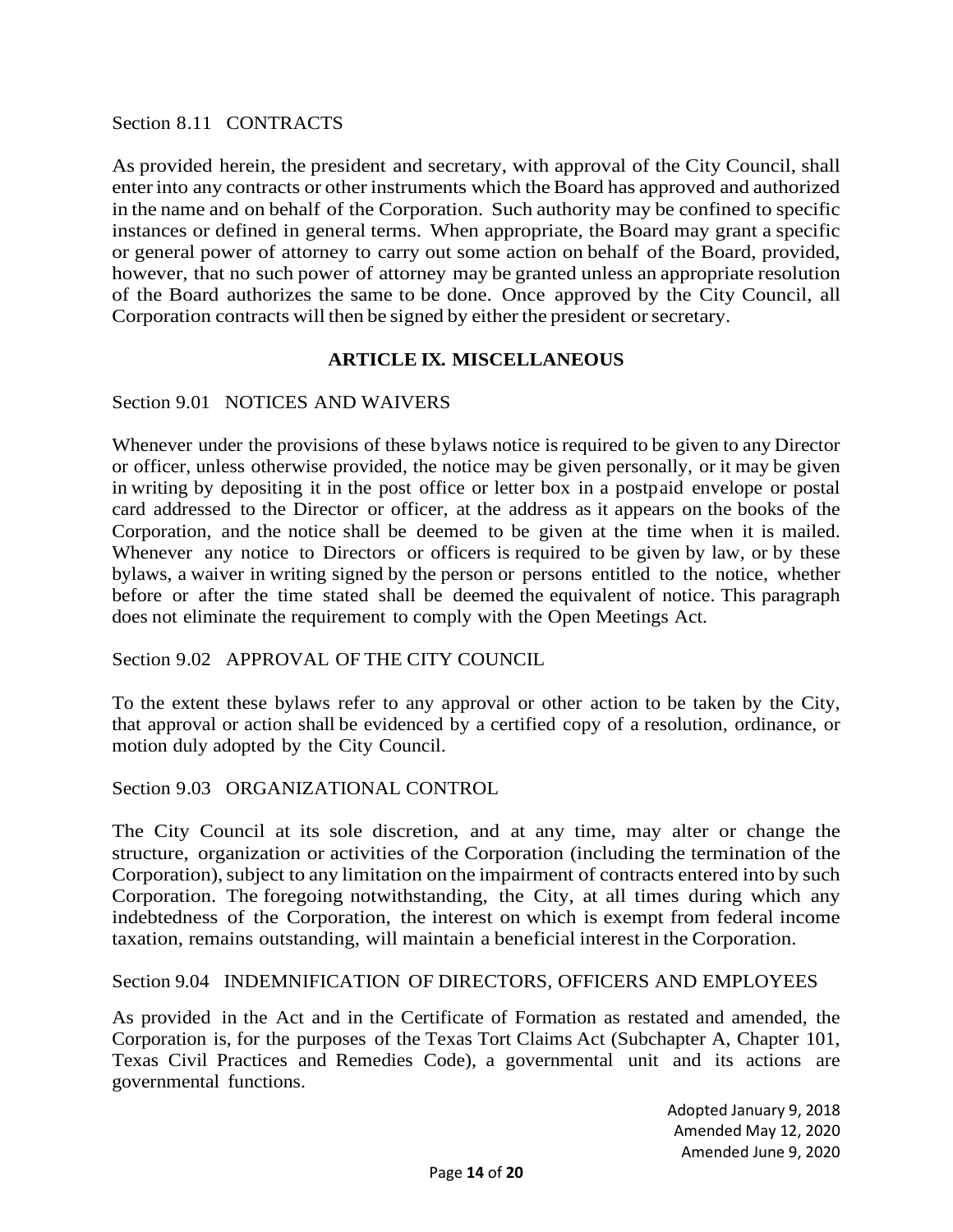Section 8.11 CONTRACTS

As provided herein, the president and secretary, with approval of the City Council, shall enter into any contracts or other instruments which the Board has approved and authorized in the name and on behalf of the Corporation. Such authority may be confined to specific instances or defined in general terms. When appropriate, the Board may grant a specific or general power of attorney to carry out some action on behalf of the Board, provided, however, that no such power of attorney may be granted unless an appropriate resolution of the Board authorizes the same to be done. Once approved by the City Council, all Corporation contracts will then be signed by either the president or secretary.

## ARTICLE IX. MISCELLANEOUS

Section 9.01 NOTICES AND WAIVERS

Whenever under the provisions of these bylaws notice is required to be given to any Director or officer, unless otherwise provided, the notice may be given personally, or it may be given in writing by depositing it in the post office or letter box in a postpaid envelope or postal card addressed to the Director or officer, at the address as it appears on the books of the Corporation, and the notice shall be deemed to be given at the time when it is mailed. Whenever any notice to Directors or officers is required to be given by law, or by these bylaws, a waiver in writing signed by the person or persons entitled to the notice, whether before or after the time stated shall be deemed the equivalent of notice. This paragraph does not eliminate the requirement to comply with the Open Meetings Act.

Section 9.02 APPROVAL OF THE CITY COUNCIL

To the extent these bylaws refer to any approval or other action to be taken by the City, that approval or action shall be evidenced by a certified copy of a resolution, ordinance, or motion duly adopted by the City Council.

Section 9.03 ORGANIZATIONAL CONTROL

The City Council at its sole discretion, and at any time, may alter or change the structure, organization or activities of the Corporation (including the termination of the Corporation), subject to any limitation on the impairment of contracts entered into by such Corporation. The foregoing notwithstanding, the City, at all times during which any indebtedness of the Corporation, the interest on which is exempt from federal income taxation, remains outstanding, will maintain a beneficial interest in the Corporation.

Section 9.04 INDEMNIFICATION OF DIRECTORS, OFFICERS AND EMPLOYEES

As provided in the Act and in the Certificate of Formation as restated and amended, the Corporation is, for the purposes of the Texas Tort Claims Act (Subchapter A, Chapter 101, Texas Civil Practices and Remedies Code), a governmental unit and its actions are governmental functions.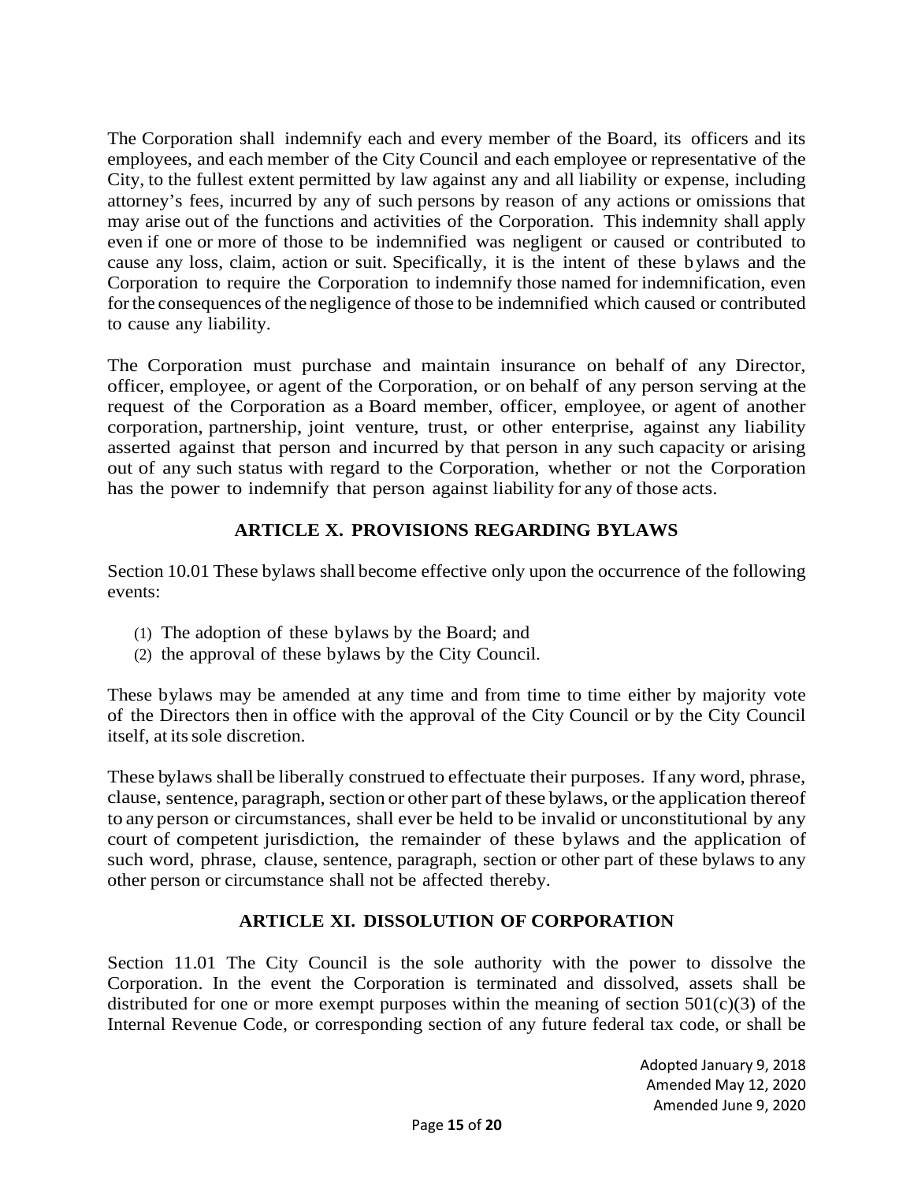The Corporation shall indemnify each and every member of the Board, its officers and its employees, and each member of the City Council and each employee or representative of the City, to the fullest extent permitted by law against any and all liability or expense, including attorney's fees, incurred by any of such persons by reason of any actions or omissions that may arise out of the functions and activities of the Corporation. This indemnity shall apply even if one or more of those to be indemnified was negligent or caused or contributed to cause any loss, claim, action or suit. Specifically, it is the intent of these bylaws and the Corporation to require the Corporation to indemnify those named for indemnification, even for the consequences of the negligence of those to be indemnified which caused or contributed to cause any liability.

The Corporation must purchase and maintain insurance on behalf of any Director, officer, employee, or agent of the Corporation, or on behalf of any person serving at the request of the Corporation as a Board member, officer, employee, or agent of another corporation, partnership, joint venture, trust, or other enterprise, against any liability asserted against that person and incurred by that person in any such capacity or arising out of any such status with regard to the Corporation, whether or not the Corporation has the power to indemnify that person against liability for any of those acts.

## ARTICLE X. PROVISIONS REGARDING BYLAWS

Section 10.01 These bylaws shall become effective only upon the occurrence of the following events:

(1) The adoption of these bylaws by the Board; and
(2) the approval of these bylaws by the City Council.

These bylaws may be amended at any time and from time to time either by majority vote of the Directors then in office with the approval of the City Council or by the City Council itself, at its sole discretion.

These bylaws shall be liberally construed to effectuate their purposes. If any word, phrase, clause, sentence, paragraph, section or other part of these bylaws, or the application thereof to any person or circumstances, shall ever be held to be invalid or unconstitutional by any court of competent jurisdiction, the remainder of these bylaws and the application of such word, phrase, clause, sentence, paragraph, section or other part of these bylaws to any other person or circumstance shall not be affected thereby.

## ARTICLE XI. DISSOLUTION OF CORPORATION

Section 11.01 The City Council is the sole authority with the power to dissolve the Corporation. In the event the Corporation is terminated and dissolved, assets shall be distributed for one or more exempt purposes within the meaning of section 501(c)(3) of the Internal Revenue Code, or corresponding section of any future federal tax code, or shall be

Adopted January 9, 2018
Amended May 12, 2020
Amended June 9, 2020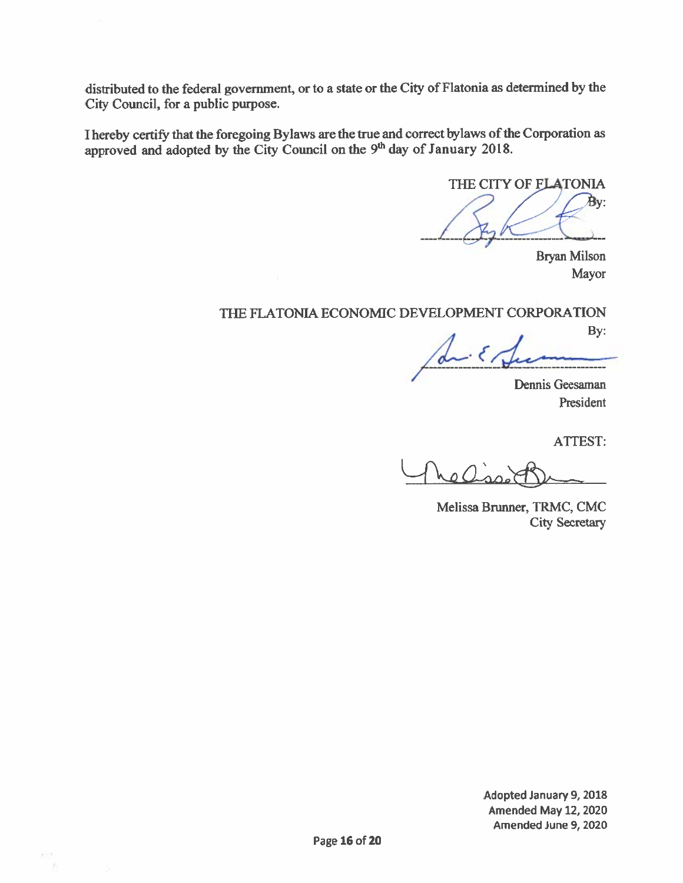distributed to the federal government, or to a state or the City of Flatonia as determined by the City Council, for a public purpose.

I hereby certify that the foregoing Bylaws are the true and correct bylaws of the Corporation as approved and adopted by the City Council on the 9th day of January 2018.

THE CITY OF FLATONIA

By:

Bryan Milson
Mayor

THE FLATONIA ECONOMIC DEVELOPMENT CORPORATION

By:

Dennis Geesaman
President

ATTEST:

Melissa Brunner, TRMC, CMC
City Secretary

Adopted January 9, 2018
Amended May 12, 2020
Amended June 9, 2020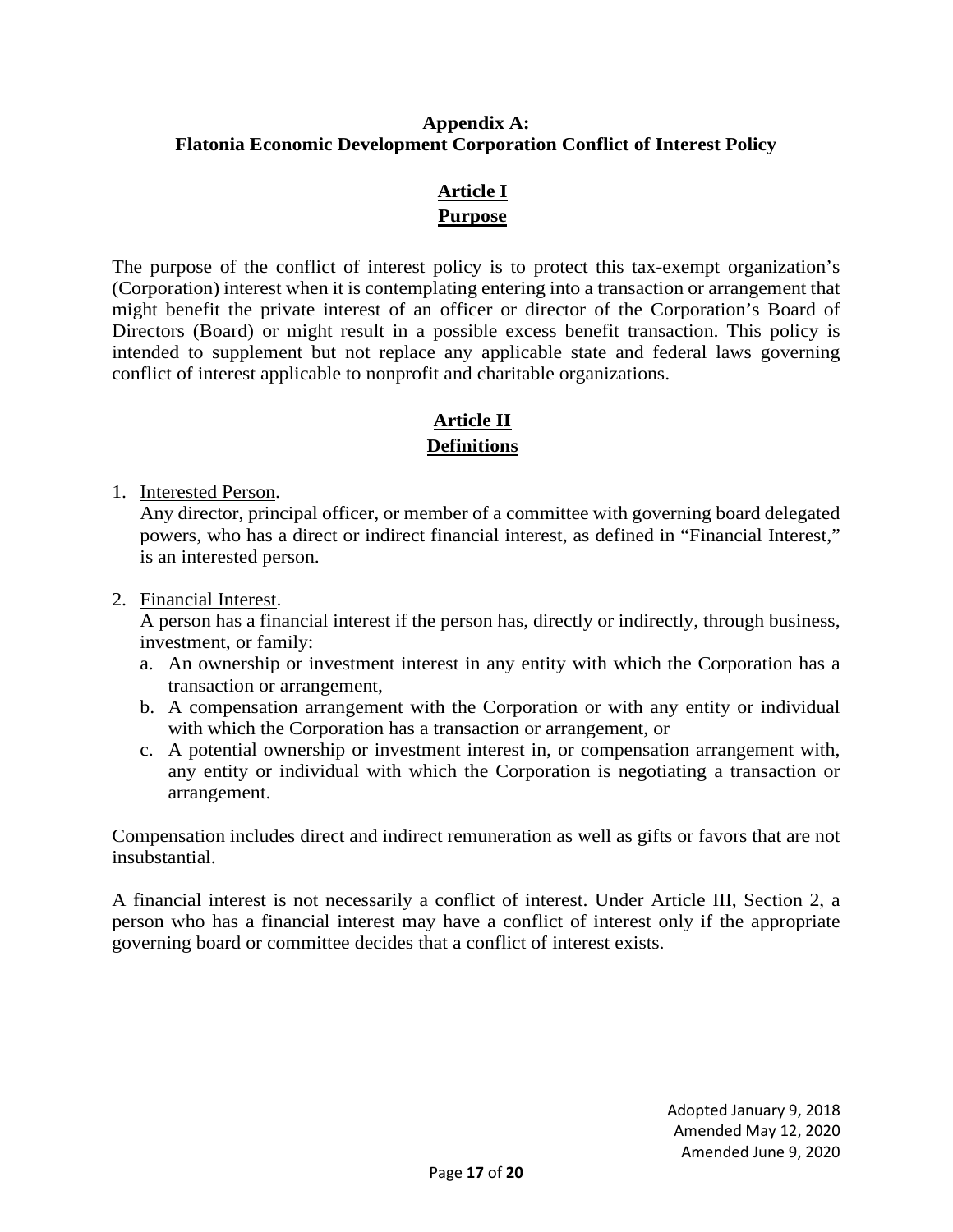**Appendix A:**
**Flatonia Economic Development Corporation Conflict of Interest Policy**

## Article I
## Purpose

The purpose of the conflict of interest policy is to protect this tax-exempt organization's (Corporation) interest when it is contemplating entering into a transaction or arrangement that might benefit the private interest of an officer or director of the Corporation's Board of Directors (Board) or might result in a possible excess benefit transaction. This policy is intended to supplement but not replace any applicable state and federal laws governing conflict of interest applicable to nonprofit and charitable organizations.

## Article II
## Definitions

1. Interested Person.
   Any director, principal officer, or member of a committee with governing board delegated powers, who has a direct or indirect financial interest, as defined in "Financial Interest," is an interested person.

2. Financial Interest.
   A person has a financial interest if the person has, directly or indirectly, through business, investment, or family:
   a. An ownership or investment interest in any entity with which the Corporation has a transaction or arrangement,
   b. A compensation arrangement with the Corporation or with any entity or individual with which the Corporation has a transaction or arrangement, or
   c. A potential ownership or investment interest in, or compensation arrangement with, any entity or individual with which the Corporation is negotiating a transaction or arrangement.

Compensation includes direct and indirect remuneration as well as gifts or favors that are not insubstantial.

A financial interest is not necessarily a conflict of interest. Under Article III, Section 2, a person who has a financial interest may have a conflict of interest only if the appropriate governing board or committee decides that a conflict of interest exists.

Adopted January 9, 2018
Amended May 12, 2020
Amended June 9, 2020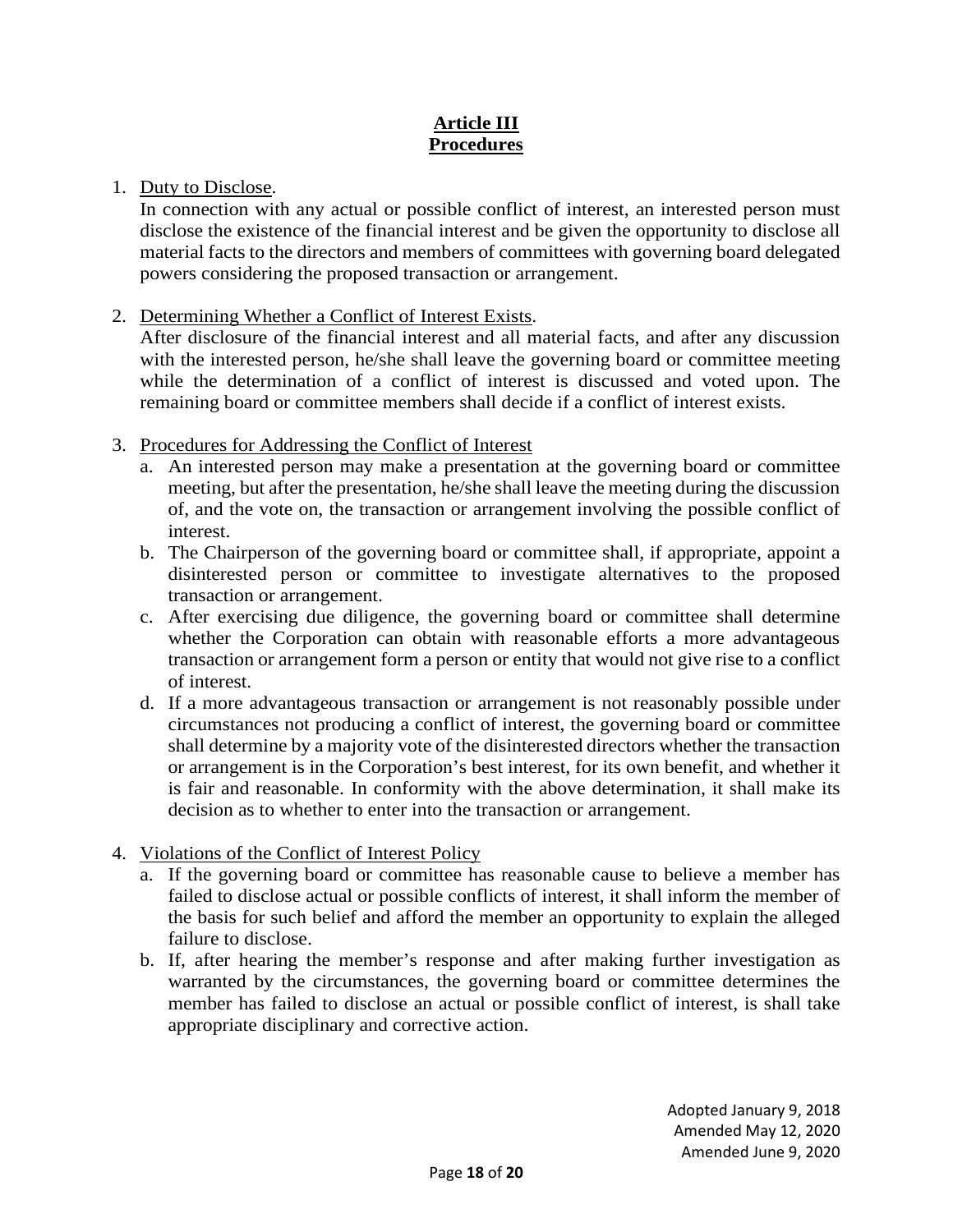## Article III
## Procedures

1. Duty to Disclose.
   In connection with any actual or possible conflict of interest, an interested person must disclose the existence of the financial interest and be given the opportunity to disclose all material facts to the directors and members of committees with governing board delegated powers considering the proposed transaction or arrangement.

2. Determining Whether a Conflict of Interest Exists.
   After disclosure of the financial interest and all material facts, and after any discussion with the interested person, he/she shall leave the governing board or committee meeting while the determination of a conflict of interest is discussed and voted upon. The remaining board or committee members shall decide if a conflict of interest exists.

3. Procedures for Addressing the Conflict of Interest
   a. An interested person may make a presentation at the governing board or committee meeting, but after the presentation, he/she shall leave the meeting during the discussion of, and the vote on, the transaction or arrangement involving the possible conflict of interest.
   b. The Chairperson of the governing board or committee shall, if appropriate, appoint a disinterested person or committee to investigate alternatives to the proposed transaction or arrangement.
   c. After exercising due diligence, the governing board or committee shall determine whether the Corporation can obtain with reasonable efforts a more advantageous transaction or arrangement form a person or entity that would not give rise to a conflict of interest.
   d. If a more advantageous transaction or arrangement is not reasonably possible under circumstances not producing a conflict of interest, the governing board or committee shall determine by a majority vote of the disinterested directors whether the transaction or arrangement is in the Corporation's best interest, for its own benefit, and whether it is fair and reasonable. In conformity with the above determination, it shall make its decision as to whether to enter into the transaction or arrangement.

4. Violations of the Conflict of Interest Policy
   a. If the governing board or committee has reasonable cause to believe a member has failed to disclose actual or possible conflicts of interest, it shall inform the member of the basis for such belief and afford the member an opportunity to explain the alleged failure to disclose.
   b. If, after hearing the member's response and after making further investigation as warranted by the circumstances, the governing board or committee determines the member has failed to disclose an actual or possible conflict of interest, is shall take appropriate disciplinary and corrective action.

Adopted January 9, 2018
Amended May 12, 2020
Amended June 9, 2020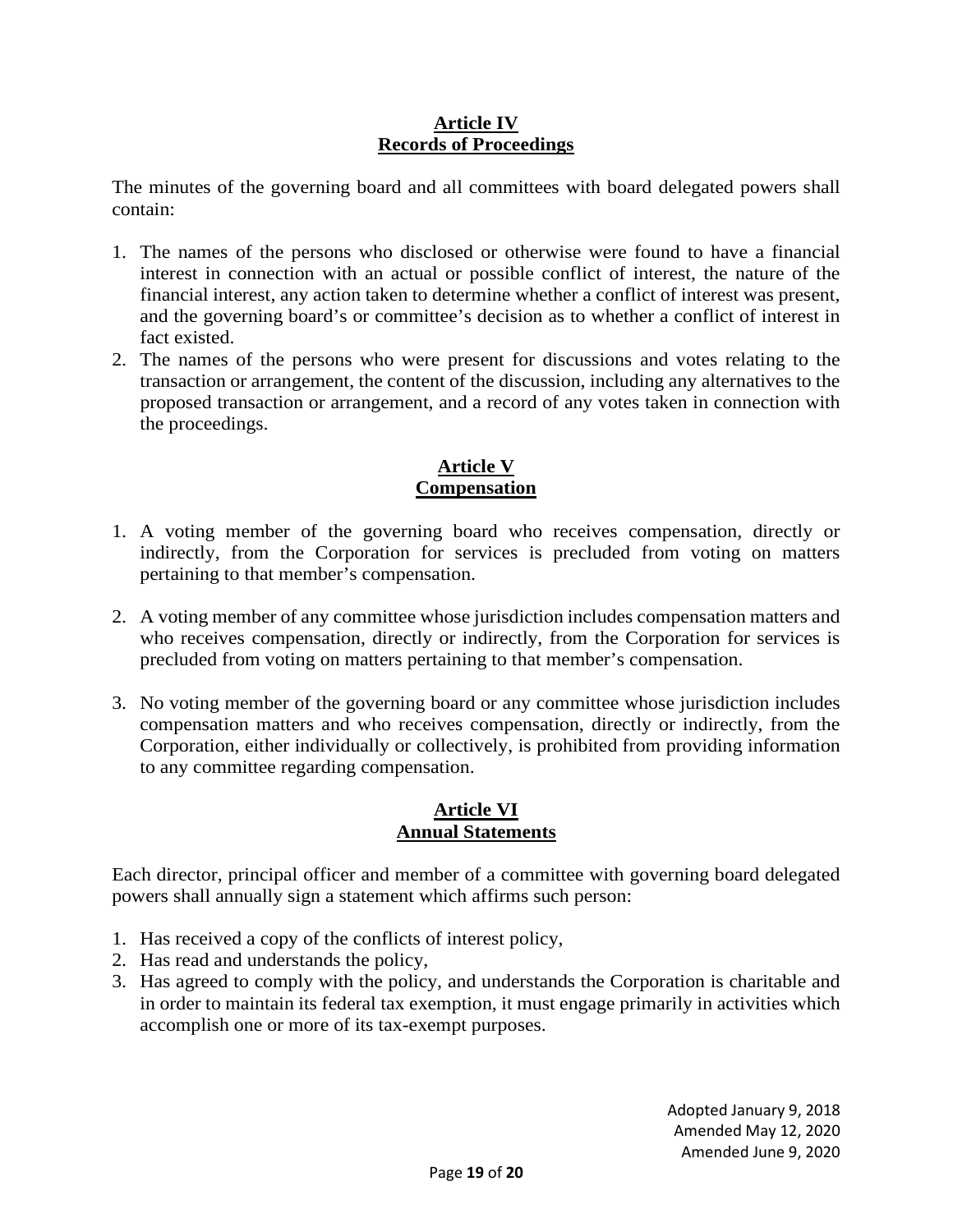## Article IV
## Records of Proceedings

The minutes of the governing board and all committees with board delegated powers shall contain:

1. The names of the persons who disclosed or otherwise were found to have a financial interest in connection with an actual or possible conflict of interest, the nature of the financial interest, any action taken to determine whether a conflict of interest was present, and the governing board's or committee's decision as to whether a conflict of interest in fact existed.
2. The names of the persons who were present for discussions and votes relating to the transaction or arrangement, the content of the discussion, including any alternatives to the proposed transaction or arrangement, and a record of any votes taken in connection with the proceedings.

## Article V
## Compensation

1. A voting member of the governing board who receives compensation, directly or indirectly, from the Corporation for services is precluded from voting on matters pertaining to that member's compensation.

2. A voting member of any committee whose jurisdiction includes compensation matters and who receives compensation, directly or indirectly, from the Corporation for services is precluded from voting on matters pertaining to that member's compensation.

3. No voting member of the governing board or any committee whose jurisdiction includes compensation matters and who receives compensation, directly or indirectly, from the Corporation, either individually or collectively, is prohibited from providing information to any committee regarding compensation.

## Article VI
## Annual Statements

Each director, principal officer and member of a committee with governing board delegated powers shall annually sign a statement which affirms such person:

1. Has received a copy of the conflicts of interest policy,
2. Has read and understands the policy,
3. Has agreed to comply with the policy, and understands the Corporation is charitable and in order to maintain its federal tax exemption, it must engage primarily in activities which accomplish one or more of its tax-exempt purposes.

Adopted January 9, 2018
Amended May 12, 2020
Amended June 9, 2020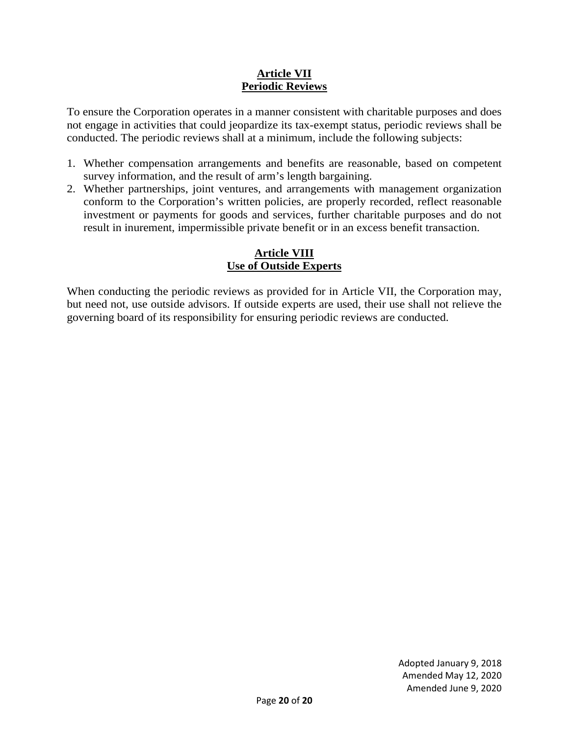## Article VII
## Periodic Reviews

To ensure the Corporation operates in a manner consistent with charitable purposes and does not engage in activities that could jeopardize its tax-exempt status, periodic reviews shall be conducted. The periodic reviews shall at a minimum, include the following subjects:

1. Whether compensation arrangements and benefits are reasonable, based on competent survey information, and the result of arm's length bargaining.
2. Whether partnerships, joint ventures, and arrangements with management organization conform to the Corporation's written policies, are properly recorded, reflect reasonable investment or payments for goods and services, further charitable purposes and do not result in inurement, impermissible private benefit or in an excess benefit transaction.

## Article VIII
## Use of Outside Experts

When conducting the periodic reviews as provided for in Article VII, the Corporation may, but need not, use outside advisors. If outside experts are used, their use shall not relieve the governing board of its responsibility for ensuring periodic reviews are conducted.

Adopted January 9, 2018
Amended May 12, 2020
Amended June 9, 2020